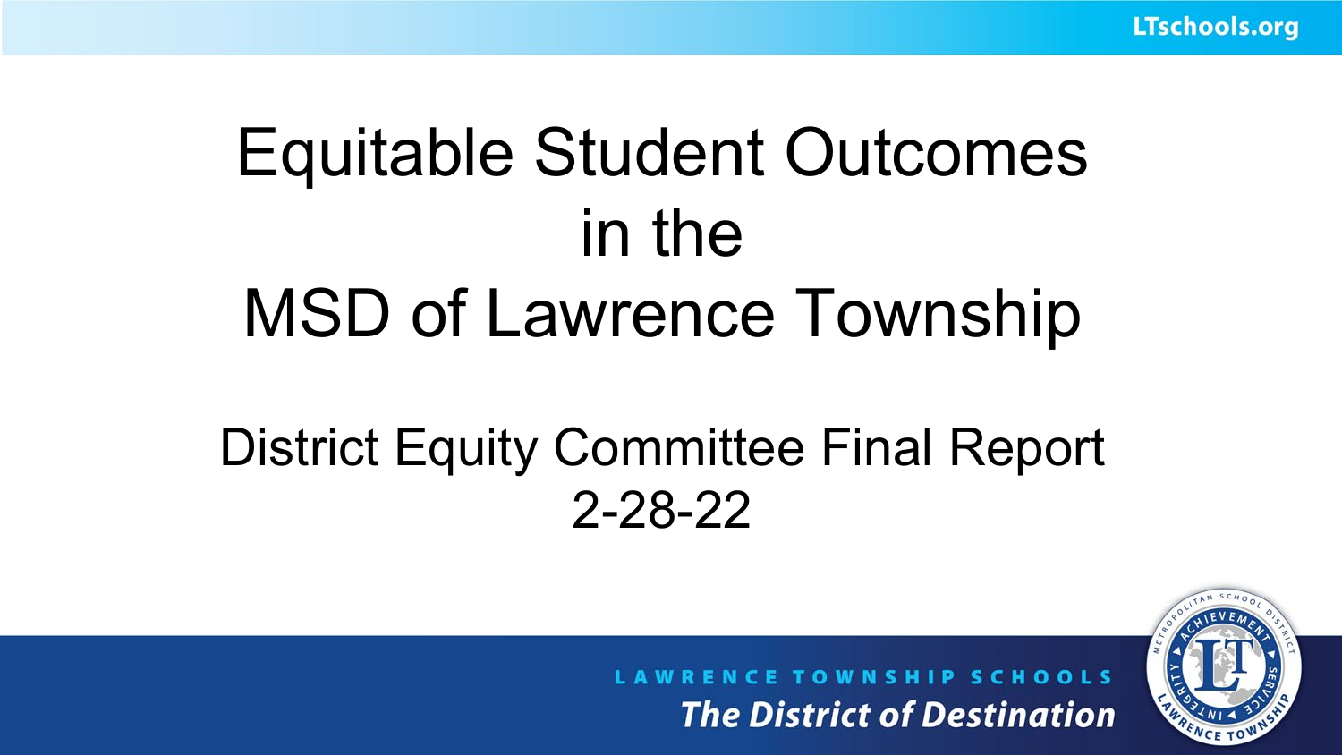# Equitable Student Outcomes in the MSD of Lawrence Township

## District Equity Committee Final Report
## 2-28-22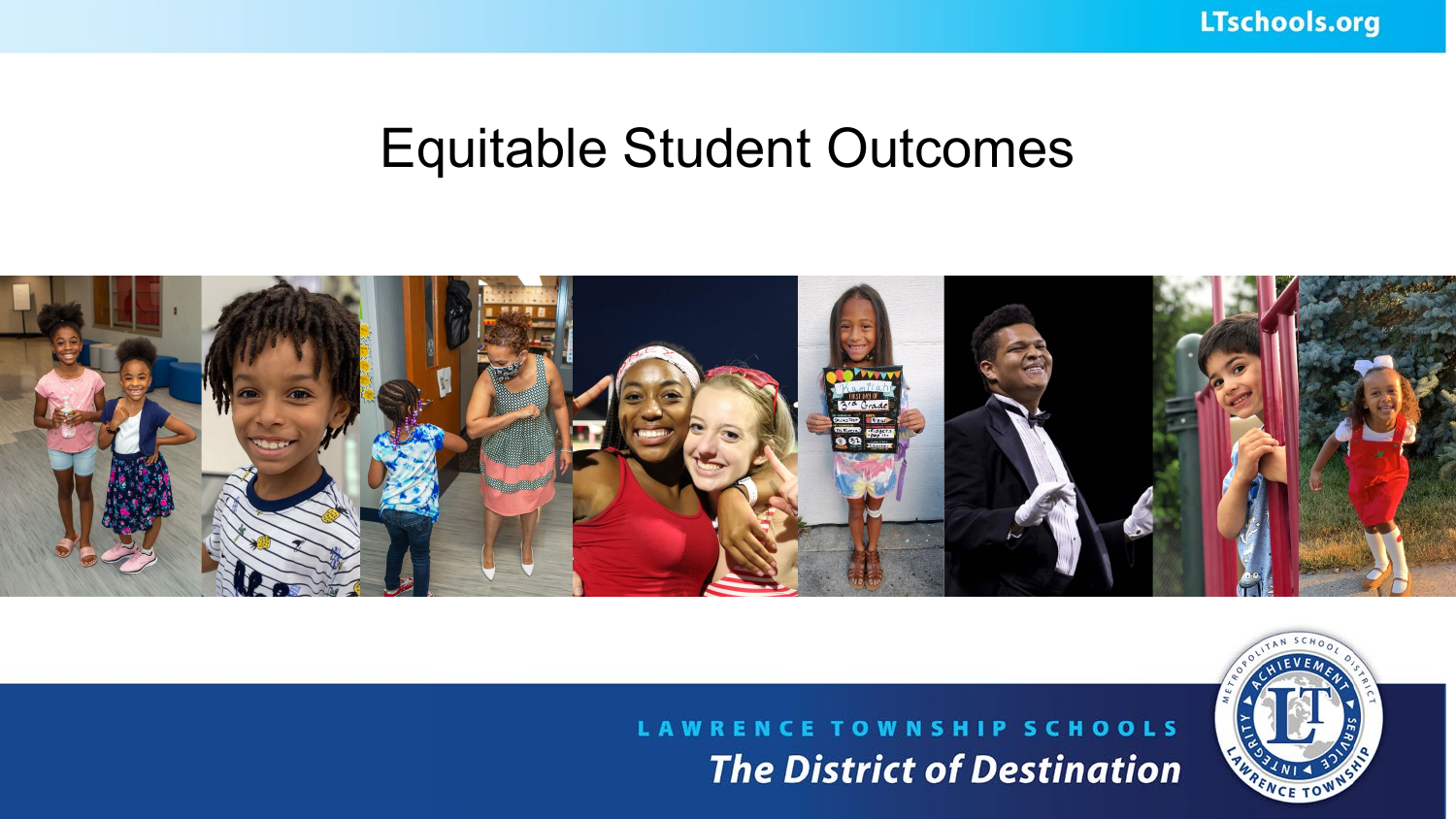# Equitable Student Outcomes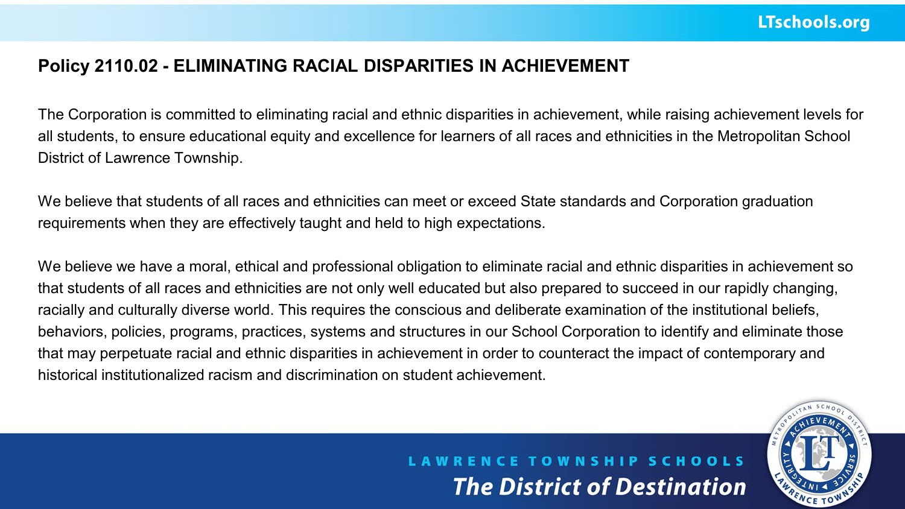# Policy 2110.02 - ELIMINATING RACIAL DISPARITIES IN ACHIEVEMENT

The Corporation is committed to eliminating racial and ethnic disparities in achievement, while raising achievement levels for all students, to ensure educational equity and excellence for learners of all races and ethnicities in the Metropolitan School District of Lawrence Township.

We believe that students of all races and ethnicities can meet or exceed State standards and Corporation graduation requirements when they are effectively taught and held to high expectations.

We believe we have a moral, ethical and professional obligation to eliminate racial and ethnic disparities in achievement so that students of all races and ethnicities are not only well educated but also prepared to succeed in our rapidly changing, racially and culturally diverse world. This requires the conscious and deliberate examination of the institutional beliefs, behaviors, policies, programs, practices, systems and structures in our School Corporation to identify and eliminate those that may perpetuate racial and ethnic disparities in achievement in order to counteract the impact of contemporary and historical institutionalized racism and discrimination on student achievement.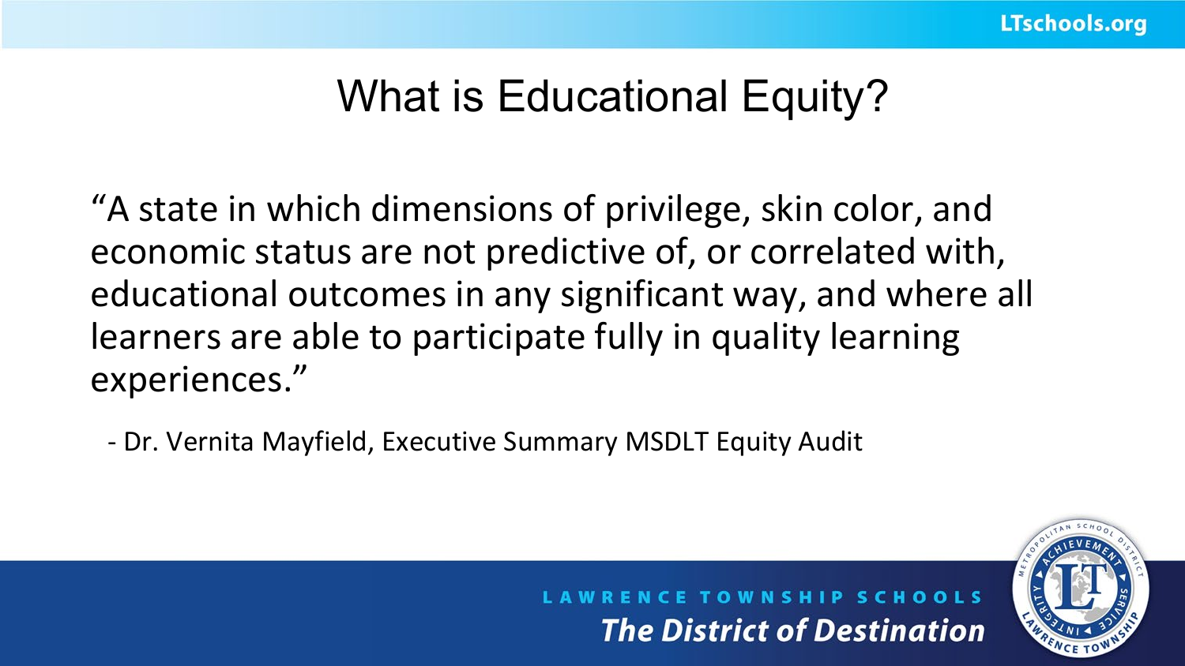# What is Educational Equity?

"A state in which dimensions of privilege, skin color, and economic status are not predictive of, or correlated with, educational outcomes in any significant way, and where all learners are able to participate fully in quality learning experiences."

- Dr. Vernita Mayfield, Executive Summary MSDLT Equity Audit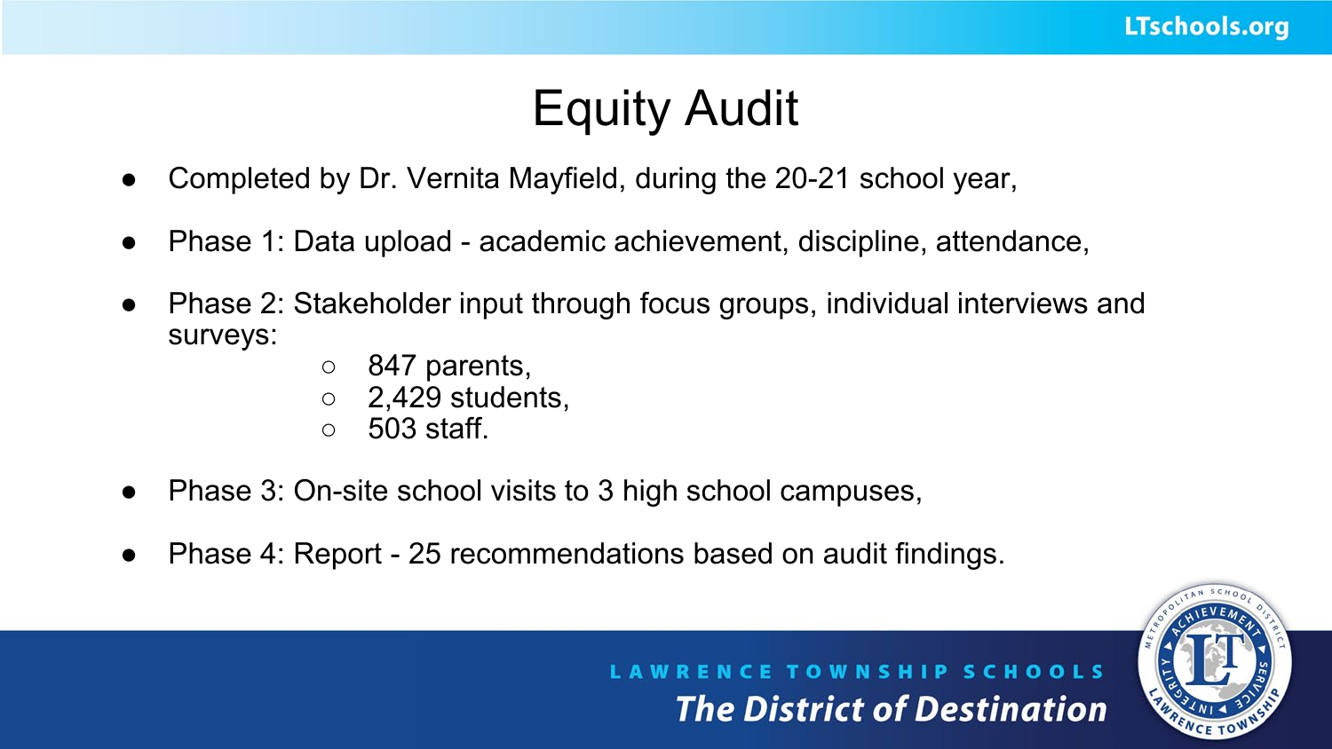# Equity Audit

- Completed by Dr. Vernita Mayfield, during the 20-21 school year,
- Phase 1: Data upload - academic achievement, discipline, attendance,
- Phase 2: Stakeholder input through focus groups, individual interviews and surveys:
  - 847 parents,
  - 2,429 students,
  - 503 staff.
- Phase 3: On-site school visits to 3 high school campuses,
- Phase 4: Report - 25 recommendations based on audit findings.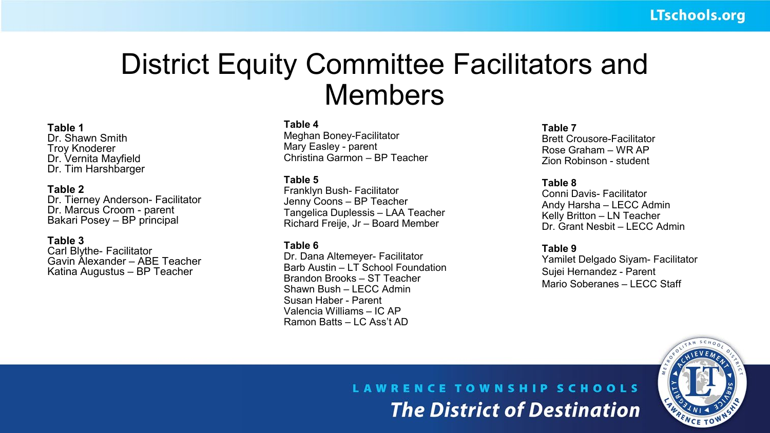# District Equity Committee Facilitators and Members

**Table 1**
Dr. Shawn Smith
Troy Knoderer
Dr. Vernita Mayfield
Dr. Tim Harshbarger

**Table 2**
Dr. Tierney Anderson- Facilitator
Dr. Marcus Croom - parent
Bakari Posey – BP principal

**Table 3**
Carl Blythe- Facilitator
Gavin Alexander – ABE Teacher
Katina Augustus – BP Teacher

**Table 4**
Meghan Boney-Facilitator
Mary Easley - parent
Christina Garmon – BP Teacher

**Table 5**
Franklyn Bush- Facilitator
Jenny Coons – BP Teacher
Tangelica Duplessis – LAA Teacher
Richard Freije, Jr – Board Member

**Table 6**
Dr. Dana Altemeyer- Facilitator
Barb Austin – LT School Foundation
Brandon Brooks – ST Teacher
Shawn Bush – LECC Admin
Susan Haber - Parent
Valencia Williams – IC AP
Ramon Batts – LC Ass't AD

**Table 7**
Brett Crousore-Facilitator
Rose Graham – WR AP
Zion Robinson - student

**Table 8**
Conni Davis- Facilitator
Andy Harsha – LECC Admin
Kelly Britton – LN Teacher
Dr. Grant Nesbit – LECC Admin

**Table 9**
Yamilet Delgado Siyam- Facilitator
Sujei Hernandez - Parent
Mario Soberanes – LECC Staff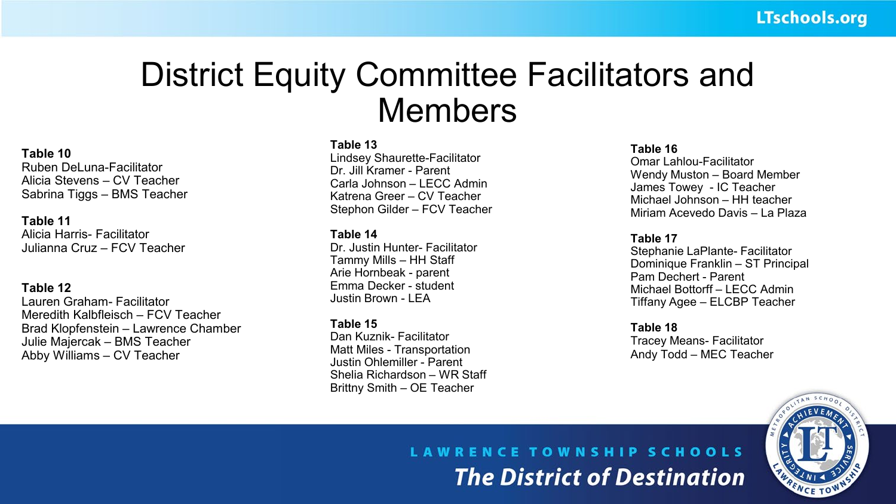# District Equity Committee Facilitators and Members

**Table 10**
Ruben DeLuna-Facilitator
Alicia Stevens – CV Teacher
Sabrina Tiggs – BMS Teacher

**Table 11**
Alicia Harris- Facilitator
Julianna Cruz – FCV Teacher

**Table 12**
Lauren Graham- Facilitator
Meredith Kalbfleisch – FCV Teacher
Brad Klopfenstein – Lawrence Chamber
Julie Majercak – BMS Teacher
Abby Williams – CV Teacher

**Table 13**
Lindsey Shaurette-Facilitator
Dr. Jill Kramer - Parent
Carla Johnson – LECC Admin
Katrena Greer – CV Teacher
Stephon Gilder – FCV Teacher

**Table 14**
Dr. Justin Hunter- Facilitator
Tammy Mills – HH Staff
Arie Hornbeak - parent
Emma Decker - student
Justin Brown - LEA

**Table 15**
Dan Kuznik- Facilitator
Matt Miles - Transportation
Justin Ohlemiller - Parent
Shelia Richardson – WR Staff
Brittny Smith – OE Teacher

**Table 16**
Omar Lahlou-Facilitator
Wendy Muston – Board Member
James Towey - IC Teacher
Michael Johnson – HH teacher
Miriam Acevedo Davis – La Plaza

**Table 17**
Stephanie LaPlante- Facilitator
Dominique Franklin – ST Principal
Pam Dechert - Parent
Michael Bottorff – LECC Admin
Tiffany Agee – ELCBP Teacher

**Table 18**
Tracey Means- Facilitator
Andy Todd – MEC Teacher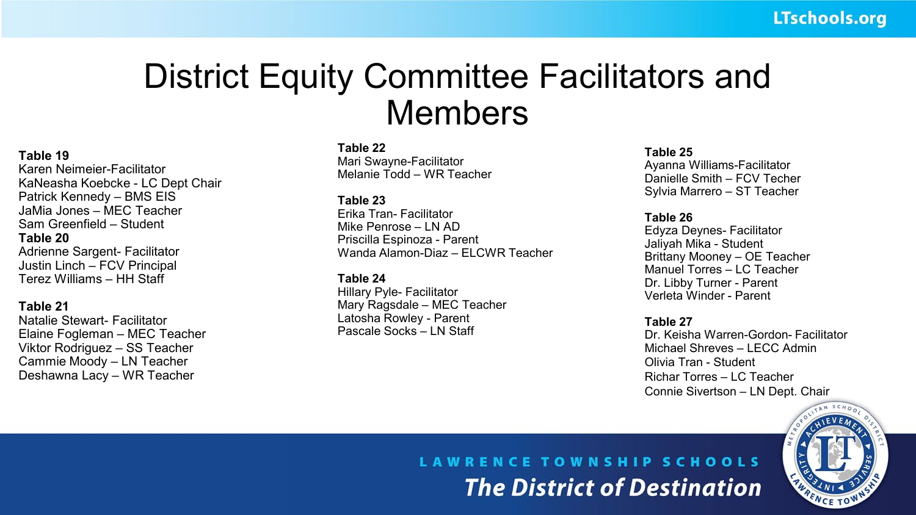# District Equity Committee Facilitators and Members

**Table 19**
Karen Neimeier-Facilitator
KaNeasha Koebcke - LC Dept Chair
Patrick Kennedy – BMS EIS
JaMia Jones – MEC Teacher
Sam Greenfield – Student

**Table 20**
Adrienne Sargent- Facilitator
Justin Linch – FCV Principal
Terez Williams – HH Staff

**Table 21**
Natalie Stewart- Facilitator
Elaine Fogleman – MEC Teacher
Viktor Rodriguez – SS Teacher
Cammie Moody – LN Teacher
Deshawna Lacy – WR Teacher

**Table 22**
Mari Swayne-Facilitator
Melanie Todd – WR Teacher

**Table 23**
Erika Tran- Facilitator
Mike Penrose – LN AD
Priscilla Espinoza - Parent
Wanda Alamon-Diaz – ELCWR Teacher

**Table 24**
Hillary Pyle- Facilitator
Mary Ragsdale – MEC Teacher
Latosha Rowley - Parent
Pascale Socks – LN Staff

**Table 25**
Ayanna Williams-Facilitator
Danielle Smith – FCV Techer
Sylvia Marrero – ST Teacher

**Table 26**
Edyza Deynes- Facilitator
Jaliyah Mika - Student
Brittany Mooney – OE Teacher
Manuel Torres – LC Teacher
Dr. Libby Turner - Parent
Verleta Winder - Parent

**Table 27**
Dr. Keisha Warren-Gordon- Facilitator
Michael Shreves – LECC Admin
Olivia Tran - Student
Richar Torres – LC Teacher
Connie Sivertson – LN Dept. Chair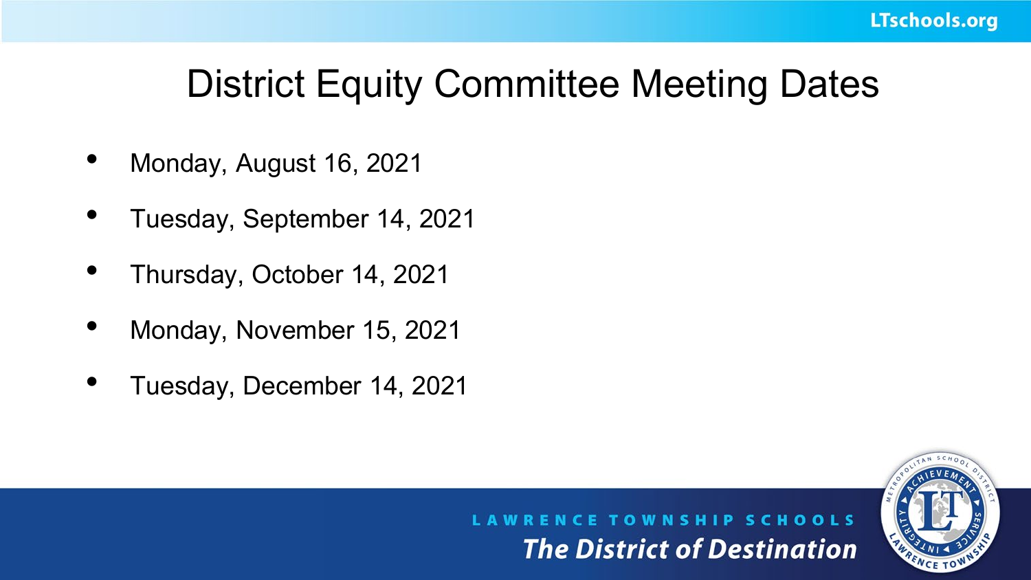# District Equity Committee Meeting Dates

- Monday, August 16, 2021
- Tuesday, September 14, 2021
- Thursday, October 14, 2021
- Monday, November 15, 2021
- Tuesday, December 14, 2021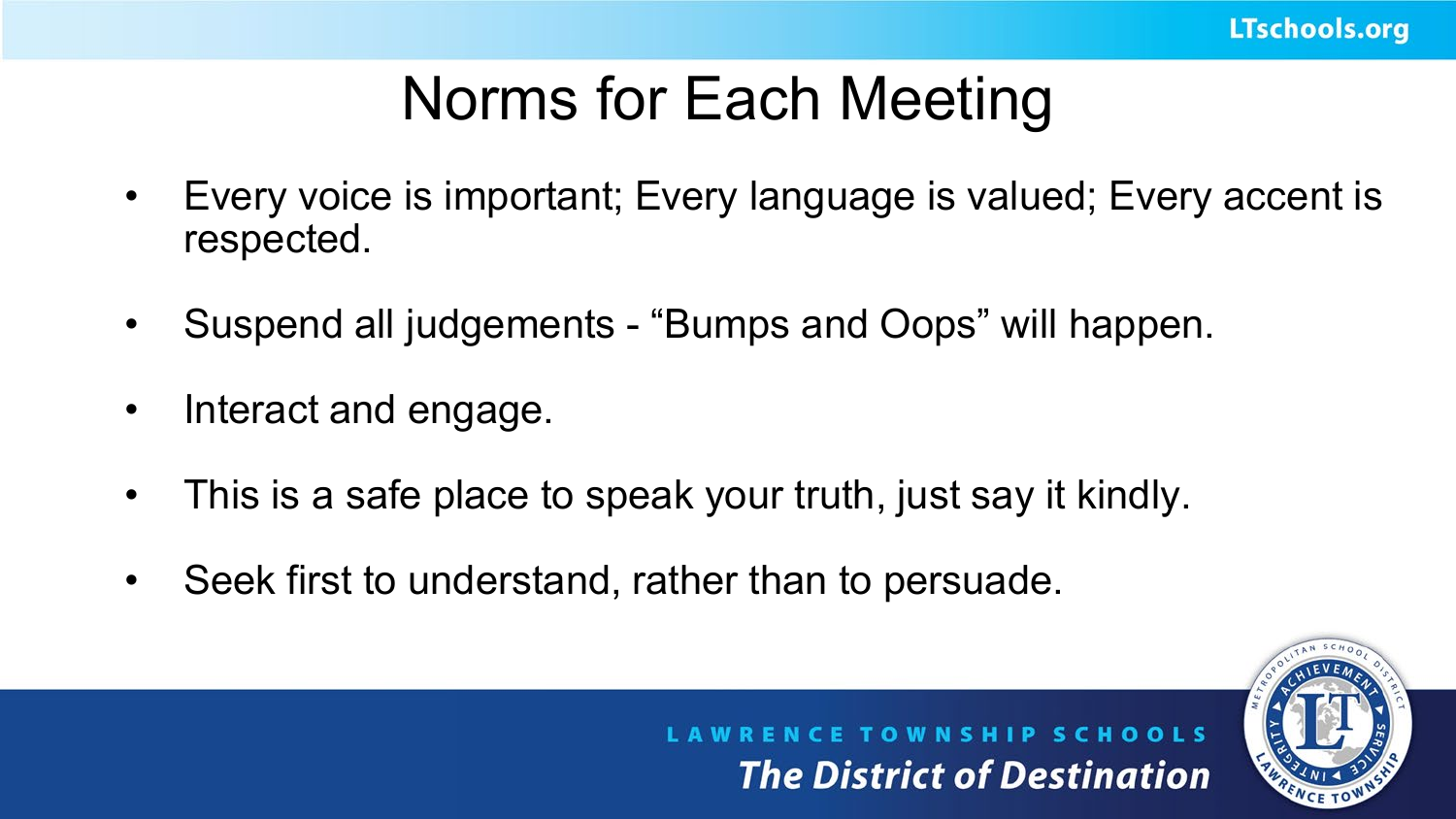# Norms for Each Meeting

- Every voice is important; Every language is valued; Every accent is respected.
- Suspend all judgements - “Bumps and Oops” will happen.
- Interact and engage.
- This is a safe place to speak your truth, just say it kindly.
- Seek first to understand, rather than to persuade.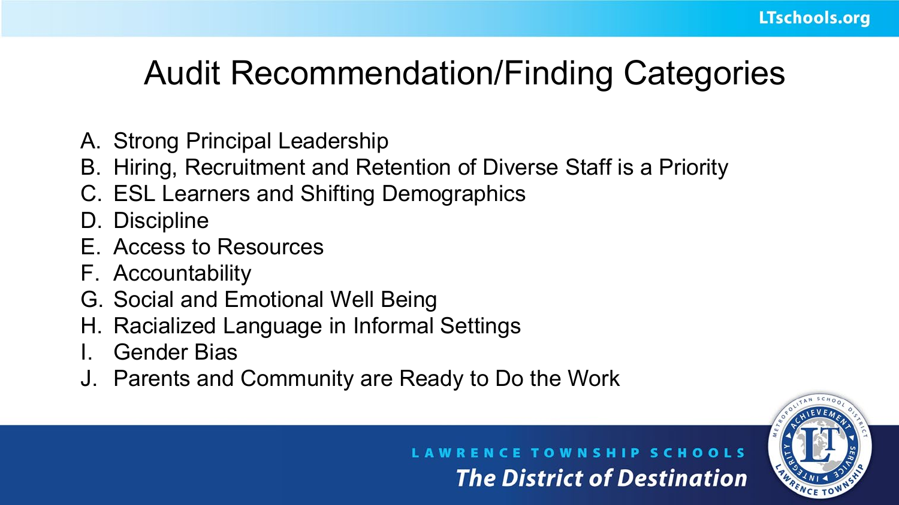# Audit Recommendation/Finding Categories

A. Strong Principal Leadership
B. Hiring, Recruitment and Retention of Diverse Staff is a Priority
C. ESL Learners and Shifting Demographics
D. Discipline
E. Access to Resources
F. Accountability
G. Social and Emotional Well Being
H. Racialized Language in Informal Settings
I. Gender Bias
J. Parents and Community are Ready to Do the Work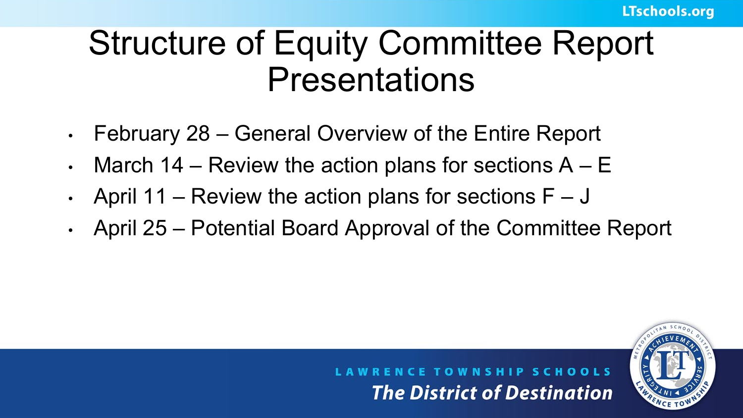# Structure of Equity Committee Report Presentations

- February 28 – General Overview of the Entire Report
- March 14 – Review the action plans for sections A – E
- April 11 – Review the action plans for sections F – J
- April 25 – Potential Board Approval of the Committee Report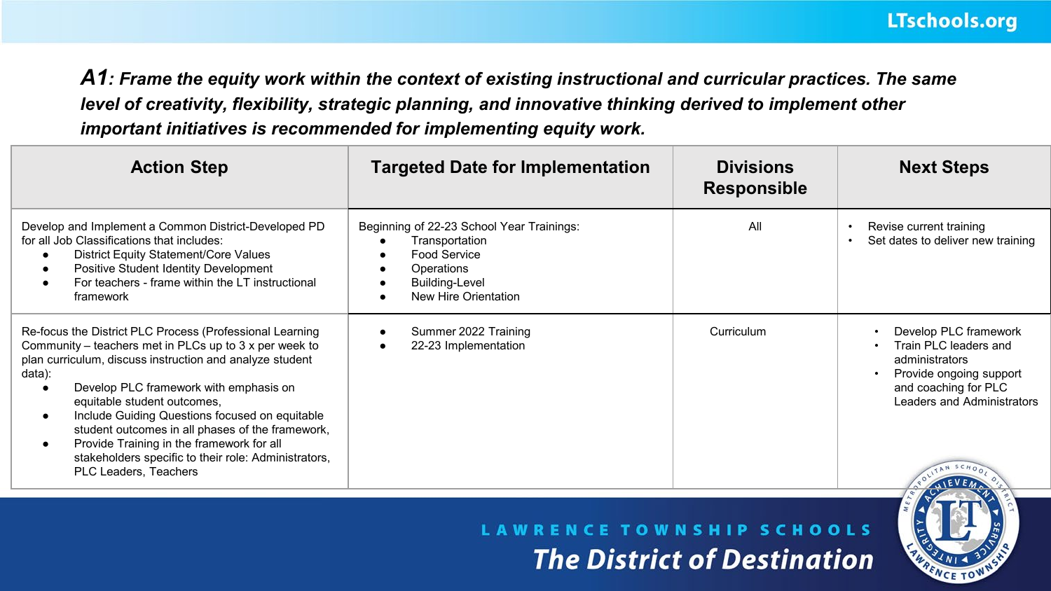***A1**: Frame the equity work within the context of existing instructional and curricular practices. The same level of creativity, flexibility, strategic planning, and innovative thinking derived to implement other important initiatives is recommended for implementing equity work.*

| Action Step | Targeted Date for Implementation | Divisions Responsible | Next Steps |
|---|---|---|---|
| Develop and Implement a Common District-Developed PD for all Job Classifications that includes:<br>● District Equity Statement/Core Values<br>● Positive Student Identity Development<br>● For teachers - frame within the LT instructional framework | Beginning of 22-23 School Year Trainings:<br>● Transportation<br>● Food Service<br>● Operations<br>● Building-Level<br>● New Hire Orientation | All | • Revise current training<br>• Set dates to deliver new training |
| Re-focus the District PLC Process (Professional Learning Community – teachers met in PLCs up to 3 x per week to plan curriculum, discuss instruction and analyze student data):<br>● Develop PLC framework with emphasis on equitable student outcomes,<br>● Include Guiding Questions focused on equitable student outcomes in all phases of the framework,<br>● Provide Training in the framework for all stakeholders specific to their role: Administrators, PLC Leaders, Teachers | ● Summer 2022 Training<br>● 22-23 Implementation | Curriculum | • Develop PLC framework<br>• Train PLC leaders and administrators<br>• Provide ongoing support and coaching for PLC Leaders and Administrators |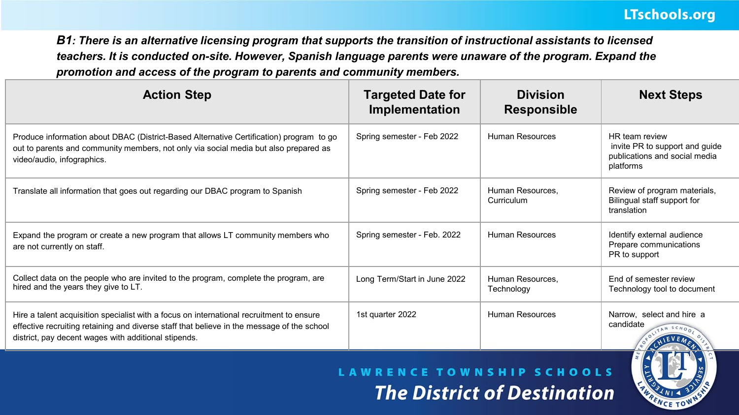***B1**: There is an alternative licensing program that supports the transition of instructional assistants to licensed teachers. It is conducted on-site. However, Spanish language parents were unaware of the program. Expand the promotion and access of the program to parents and community members.*

| Action Step | Targeted Date for Implementation | Division Responsible | Next Steps |
|---|---|---|---|
| Produce information about DBAC (District-Based Alternative Certification) program to go out to parents and community members, not only via social media but also prepared as video/audio, infographics. | Spring semester - Feb 2022 | Human Resources | HR team review<br>invite PR to support and guide publications and social media platforms |
| Translate all information that goes out regarding our DBAC program to Spanish | Spring semester - Feb 2022 | Human Resources, Curriculum | Review of program materials, Bilingual staff support for translation |
| Expand the program or create a new program that allows LT community members who are not currently on staff. | Spring semester - Feb. 2022 | Human Resources | Identify external audience<br>Prepare communications<br>PR to support |
| Collect data on the people who are invited to the program, complete the program, are hired and the years they give to LT. | Long Term/Start in June 2022 | Human Resources, Technology | End of semester review<br>Technology tool to document |
| Hire a talent acquisition specialist with a focus on international recruitment to ensure effective recruiting retaining and diverse staff that believe in the message of the school district, pay decent wages with additional stipends. | 1st quarter 2022 | Human Resources | Narrow, select and hire a candidate |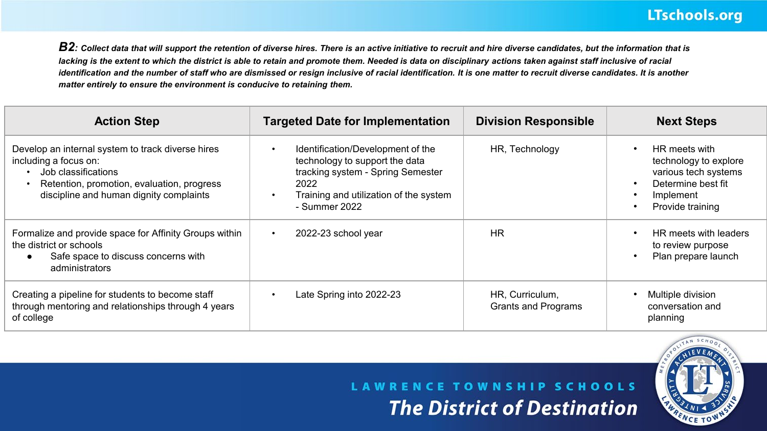**B2**: ***Collect data that will support the retention of diverse hires. There is an active initiative to recruit and hire diverse candidates, but the information that is lacking is the extent to which the district is able to retain and promote them. Needed is data on disciplinary actions taken against staff inclusive of racial identification and the number of staff who are dismissed or resign inclusive of racial identification. It is one matter to recruit diverse candidates. It is another matter entirely to ensure the environment is conducive to retaining them.***

| Action Step | Targeted Date for Implementation | Division Responsible | Next Steps |
|---|---|---|---|
| Develop an internal system to track diverse hires including a focus on:<br>• Job classifications<br>• Retention, promotion, evaluation, progress discipline and human dignity complaints | • Identification/Development of the technology to support the data tracking system - Spring Semester 2022<br>• Training and utilization of the system - Summer 2022 | HR, Technology | • HR meets with technology to explore various tech systems<br>• Determine best fit<br>• Implement<br>• Provide training |
| Formalize and provide space for Affinity Groups within the district or schools<br>● Safe space to discuss concerns with administrators | • 2022-23 school year | HR | • HR meets with leaders to review purpose<br>• Plan prepare launch |
| Creating a pipeline for students to become staff through mentoring and relationships through 4 years of college | • Late Spring into 2022-23 | HR, Curriculum, Grants and Programs | • Multiple division conversation and planning |

LAWRENCE TOWNSHIP SCHOOLS

*The District of Destination*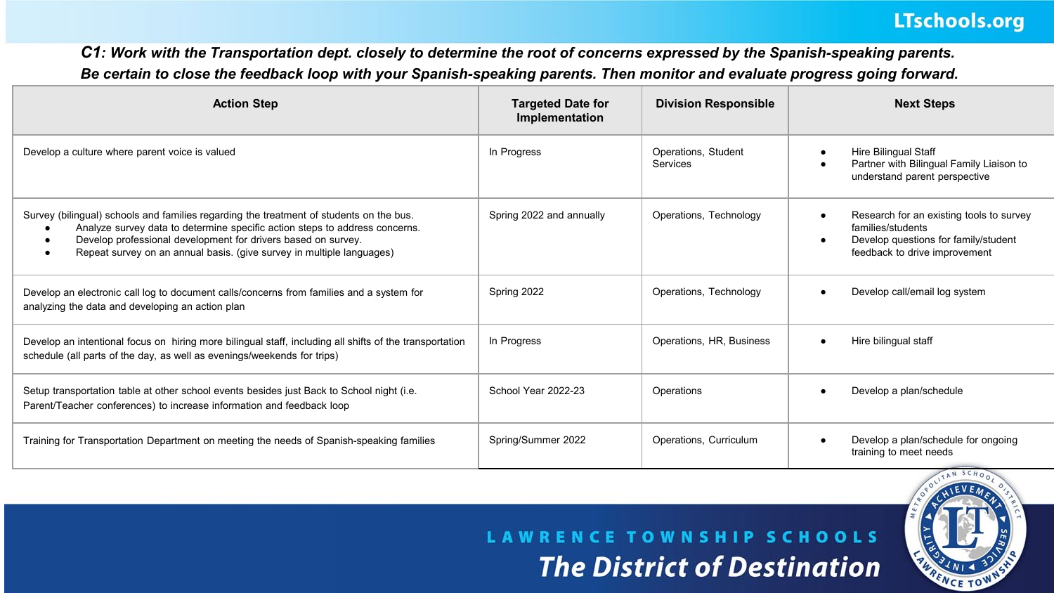***C1**: Work with the Transportation dept. closely to determine the root of concerns expressed by the Spanish-speaking parents. Be certain to close the feedback loop with your Spanish-speaking parents. Then monitor and evaluate progress going forward.*

| Action Step | Targeted Date for Implementation | Division Responsible | Next Steps |
|---|---|---|---|
| Develop a culture where parent voice is valued | In Progress | Operations, Student Services | • Hire Bilingual Staff<br>• Partner with Bilingual Family Liaison to understand parent perspective |
| Survey (bilingual) schools and families regarding the treatment of students on the bus.<br>• Analyze survey data to determine specific action steps to address concerns.<br>• Develop professional development for drivers based on survey.<br>• Repeat survey on an annual basis. (give survey in multiple languages) | Spring 2022 and annually | Operations, Technology | • Research for an existing tools to survey families/students<br>• Develop questions for family/student feedback to drive improvement |
| Develop an electronic call log to document calls/concerns from families and a system for analyzing the data and developing an action plan | Spring 2022 | Operations, Technology | • Develop call/email log system |
| Develop an intentional focus on hiring more bilingual staff, including all shifts of the transportation schedule (all parts of the day, as well as evenings/weekends for trips) | In Progress | Operations, HR, Business | • Hire bilingual staff |
| Setup transportation table at other school events besides just Back to School night (i.e. Parent/Teacher conferences) to increase information and feedback loop | School Year 2022-23 | Operations | • Develop a plan/schedule |
| Training for Transportation Department on meeting the needs of Spanish-speaking families | Spring/Summer 2022 | Operations, Curriculum | • Develop a plan/schedule for ongoing training to meet needs |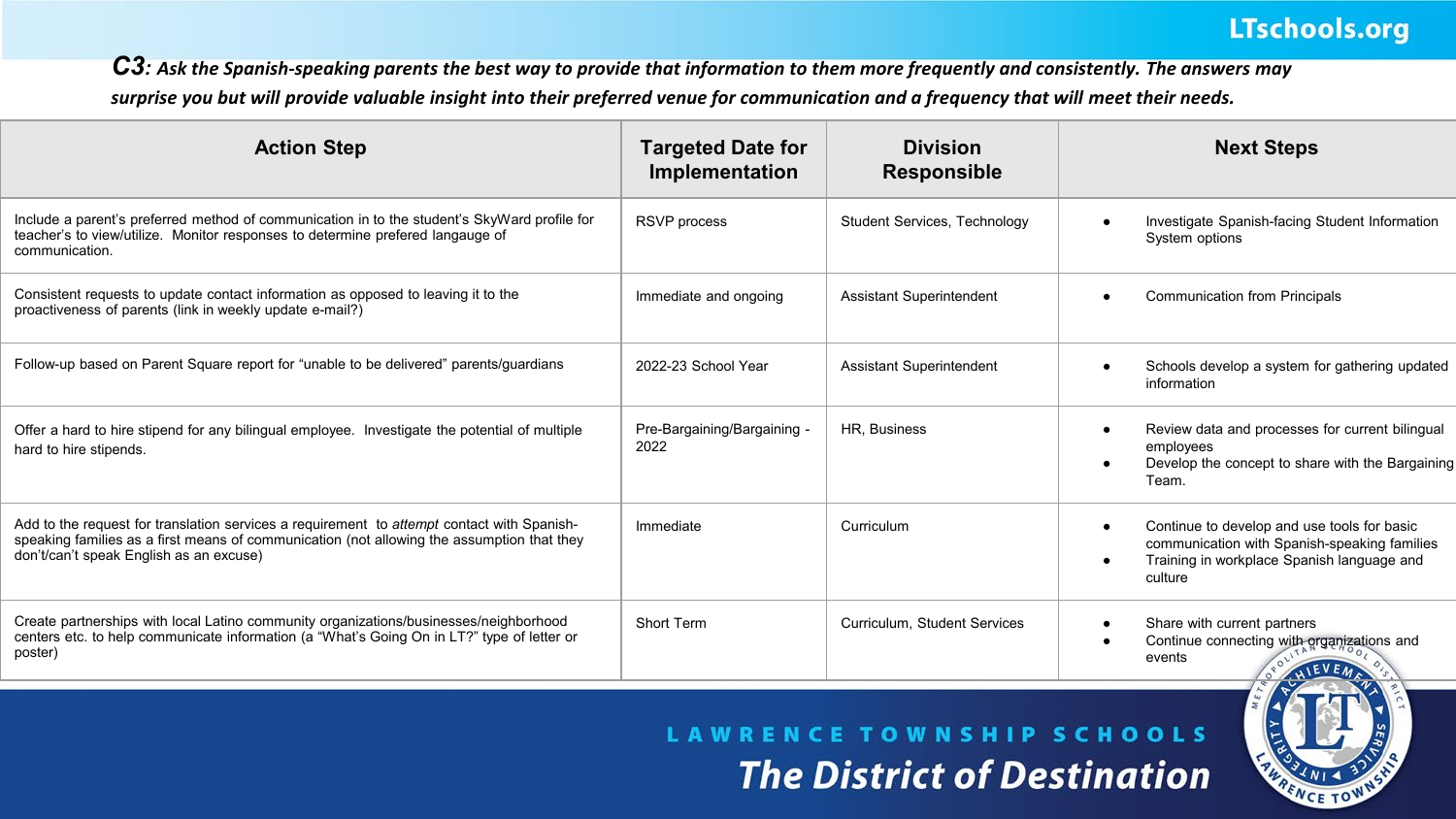***C3**: Ask the Spanish-speaking parents the best way to provide that information to them more frequently and consistently. The answers may surprise you but will provide valuable insight into their preferred venue for communication and a frequency that will meet their needs.*

| Action Step | Targeted Date for Implementation | Division Responsible | Next Steps |
|---|---|---|---|
| Include a parent's preferred method of communication in to the student's SkyWard profile for teacher's to view/utilize. Monitor responses to determine prefered langauge of communication. | RSVP process | Student Services, Technology | • Investigate Spanish-facing Student Information System options |
| Consistent requests to update contact information as opposed to leaving it to the proactiveness of parents (link in weekly update e-mail?) | Immediate and ongoing | Assistant Superintendent | • Communication from Principals |
| Follow-up based on Parent Square report for "unable to be delivered" parents/guardians | 2022-23 School Year | Assistant Superintendent | • Schools develop a system for gathering updated information |
| Offer a hard to hire stipend for any bilingual employee. Investigate the potential of multiple hard to hire stipends. | Pre-Bargaining/Bargaining - 2022 | HR, Business | • Review data and processes for current bilingual employees<br>• Develop the concept to share with the Bargaining Team. |
| Add to the request for translation services a requirement to *attempt* contact with Spanish-speaking families as a first means of communication (not allowing the assumption that they don't/can't speak English as an excuse) | Immediate | Curriculum | • Continue to develop and use tools for basic communication with Spanish-speaking families<br>• Training in workplace Spanish language and culture |
| Create partnerships with local Latino community organizations/businesses/neighborhood centers etc. to help communicate information (a "What's Going On in LT?" type of letter or poster) | Short Term | Curriculum, Student Services | • Share with current partners<br>• Continue connecting with organizations and events |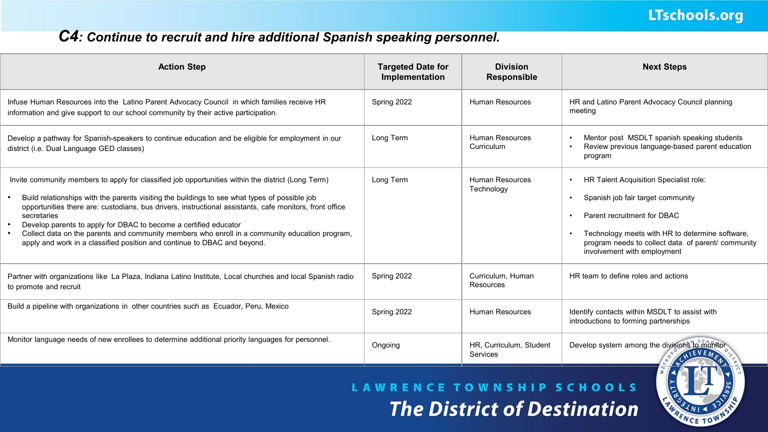## C4: Continue to recruit and hire additional Spanish speaking personnel.

| Action Step | Targeted Date for Implementation | Division Responsible | Next Steps |
|---|---|---|---|
| Infuse Human Resources into the Latino Parent Advocacy Council in which families receive HR information and give support to our school community by their active participation. | Spring 2022 | Human Resources | HR and Latino Parent Advocacy Council planning meeting |
| Develop a pathway for Spanish-speakers to continue education and be eligible for employment in our district (i.e. Dual Language GED classes) | Long Term | Human Resources Curriculum | • Mentor post MSDLT spanish speaking students<br>• Review previous language-based parent education program |
| Invite community members to apply for classified job opportunities within the district (Long Term)<br>• Build relationships with the parents visiting the buildings to see what types of possible job opportunities there are: custodians, bus drivers, instructional assistants, cafe monitors, front office secretaries<br>• Develop parents to apply for DBAC to become a certified educator<br>• Collect data on the parents and community members who enroll in a community education program, apply and work in a classified position and continue to DBAC and beyond. | Long Term | Human Resources Technology | • HR Talent Acquisition Specialist role:<br>• Spanish job fair target community<br>• Parent recruitment for DBAC<br>• Technology meets with HR to determine software, program needs to collect data of parent/ community involvement with employment |
| Partner with organizations like La Plaza, Indiana Latino Institute, Local churches and local Spanish radio to promote and recruit | Spring 2022 | Curriculum, Human Resources | HR team to define roles and actions |
| Build a pipeline with organizations in other countries such as Ecuador, Peru, Mexico | Spring 2022 | Human Resources | Identify contacts within MSDLT to assist with introductions to forming partnerships |
| Monitor language needs of new enrollees to determine additional priority languages for personnel. | Ongoing | HR, Curriculum, Student Services | Develop system among the divisions to monitor |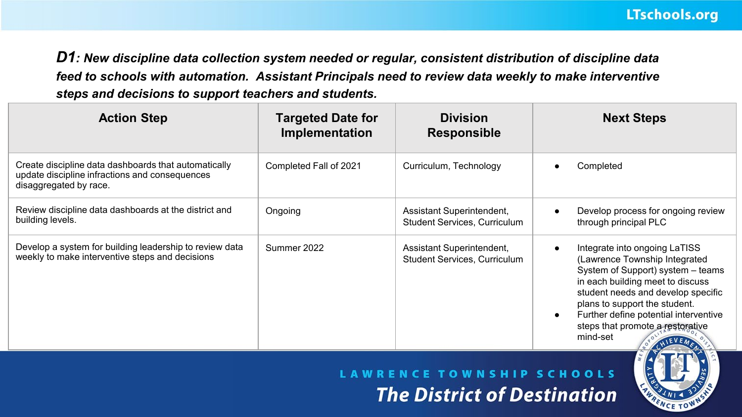***D1**: New discipline data collection system needed or regular, consistent distribution of discipline data feed to schools with automation. Assistant Principals need to review data weekly to make interventive steps and decisions to support teachers and students.*

| Action Step | Targeted Date for Implementation | Division Responsible | Next Steps |
|---|---|---|---|
| Create discipline data dashboards that automatically update discipline infractions and consequences disaggregated by race. | Completed Fall of 2021 | Curriculum, Technology | • Completed |
| Review discipline data dashboards at the district and building levels. | Ongoing | Assistant Superintendent, Student Services, Curriculum | • Develop process for ongoing review through principal PLC |
| Develop a system for building leadership to review data weekly to make interventive steps and decisions | Summer 2022 | Assistant Superintendent, Student Services, Curriculum | • Integrate into ongoing LaTISS (Lawrence Township Integrated System of Support) system – teams in each building meet to discuss student needs and develop specific plans to support the student. <br> • Further define potential interventive steps that promote a restorative mind-set |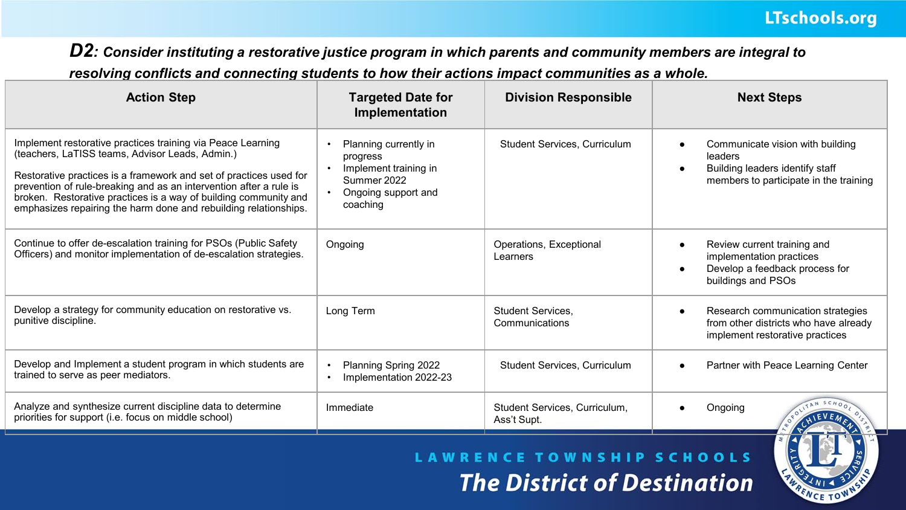***D2**: Consider instituting a restorative justice program in which parents and community members are integral to resolving conflicts and connecting students to how their actions impact communities as a whole.*

| Action Step | Targeted Date for Implementation | Division Responsible | Next Steps |
|---|---|---|---|
| Implement restorative practices training via Peace Learning (teachers, LaTISS teams, Advisor Leads, Admin.)<br><br>Restorative practices is a framework and set of practices used for prevention of rule-breaking and as an intervention after a rule is broken. Restorative practices is a way of building community and emphasizes repairing the harm done and rebuilding relationships. | • Planning currently in progress<br>• Implement training in Summer 2022<br>• Ongoing support and coaching | Student Services, Curriculum | • Communicate vision with building leaders<br>• Building leaders identify staff members to participate in the training |
| Continue to offer de-escalation training for PSOs (Public Safety Officers) and monitor implementation of de-escalation strategies. | Ongoing | Operations, Exceptional Learners | • Review current training and implementation practices<br>• Develop a feedback process for buildings and PSOs |
| Develop a strategy for community education on restorative vs. punitive discipline. | Long Term | Student Services, Communications | • Research communication strategies from other districts who have already implement restorative practices |
| Develop and Implement a student program in which students are trained to serve as peer mediators. | • Planning Spring 2022<br>• Implementation 2022-23 | Student Services, Curriculum | • Partner with Peace Learning Center |
| Analyze and synthesize current discipline data to determine priorities for support (i.e. focus on middle school) | Immediate | Student Services, Curriculum, Ass't Supt. | • Ongoing |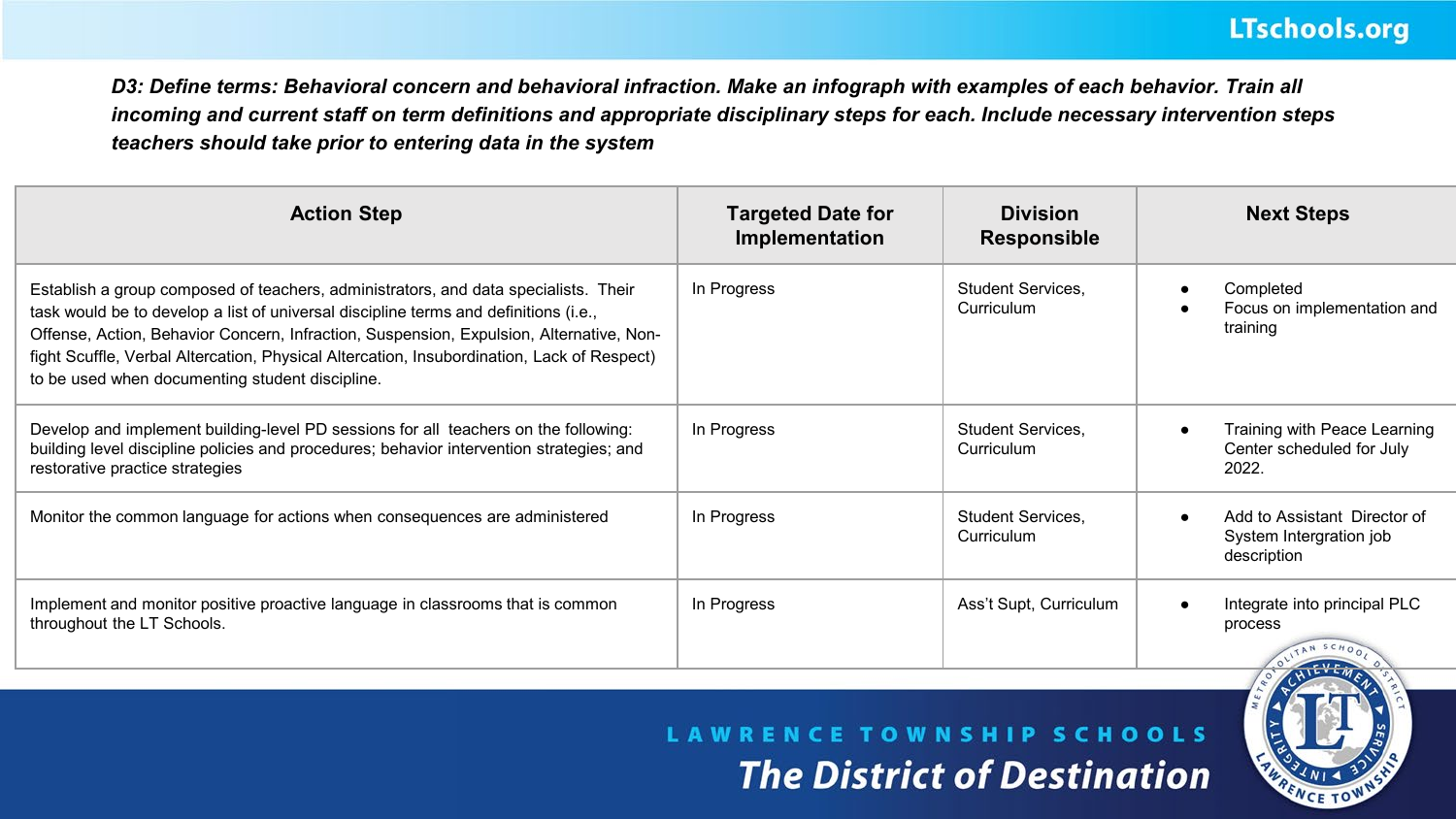***D3: Define terms: Behavioral concern and behavioral infraction. Make an infograph with examples of each behavior. Train all incoming and current staff on term definitions and appropriate disciplinary steps for each. Include necessary intervention steps teachers should take prior to entering data in the system***

| Action Step | Targeted Date for Implementation | Division Responsible | Next Steps |
|---|---|---|---|
| Establish a group composed of teachers, administrators, and data specialists. Their task would be to develop a list of universal discipline terms and definitions (i.e., Offense, Action, Behavior Concern, Infraction, Suspension, Expulsion, Alternative, Non-fight Scuffle, Verbal Altercation, Physical Altercation, Insubordination, Lack of Respect) to be used when documenting student discipline. | In Progress | Student Services, Curriculum | • Completed<br>• Focus on implementation and training |
| Develop and implement building-level PD sessions for all teachers on the following: building level discipline policies and procedures; behavior intervention strategies; and restorative practice strategies | In Progress | Student Services, Curriculum | • Training with Peace Learning Center scheduled for July 2022. |
| Monitor the common language for actions when consequences are administered | In Progress | Student Services, Curriculum | • Add to Assistant Director of System Intergration job description |
| Implement and monitor positive proactive language in classrooms that is common throughout the LT Schools. | In Progress | Ass't Supt, Curriculum | • Integrate into principal PLC process |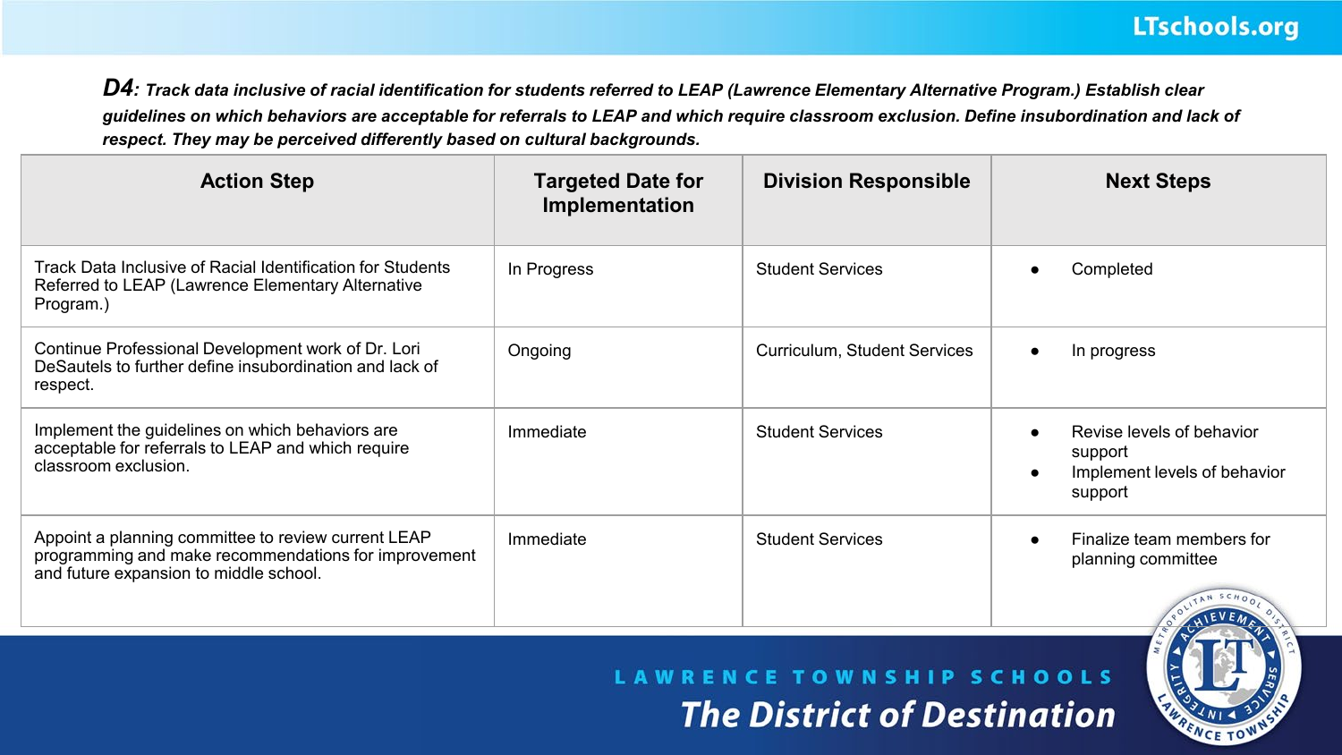***D4**: Track data inclusive of racial identification for students referred to LEAP (Lawrence Elementary Alternative Program.) Establish clear guidelines on which behaviors are acceptable for referrals to LEAP and which require classroom exclusion. Define insubordination and lack of respect. They may be perceived differently based on cultural backgrounds.*

| Action Step | Targeted Date for Implementation | Division Responsible | Next Steps |
|---|---|---|---|
| Track Data Inclusive of Racial Identification for Students Referred to LEAP (Lawrence Elementary Alternative Program.) | In Progress | Student Services | • Completed |
| Continue Professional Development work of Dr. Lori DeSautels to further define insubordination and lack of respect. | Ongoing | Curriculum, Student Services | • In progress |
| Implement the guidelines on which behaviors are acceptable for referrals to LEAP and which require classroom exclusion. | Immediate | Student Services | • Revise levels of behavior support<br>• Implement levels of behavior support |
| Appoint a planning committee to review current LEAP programming and make recommendations for improvement and future expansion to middle school. | Immediate | Student Services | • Finalize team members for planning committee |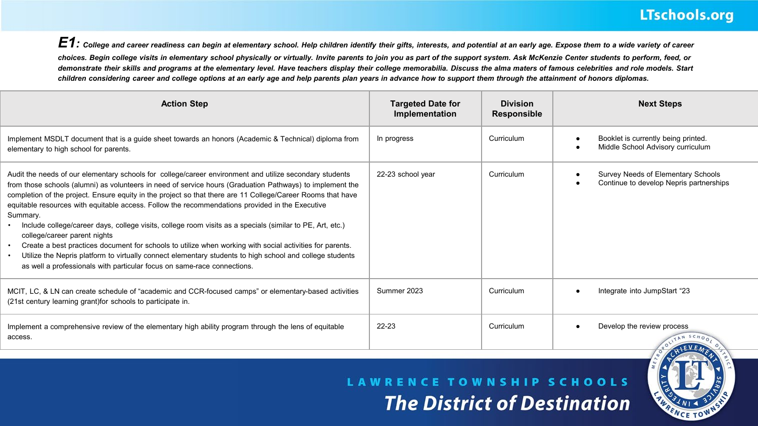***E1:** College and career readiness can begin at elementary school. Help children identify their gifts, interests, and potential at an early age. Expose them to a wide variety of career choices. Begin college visits in elementary school physically or virtually. Invite parents to join you as part of the support system. Ask McKenzie Center students to perform, feed, or demonstrate their skills and programs at the elementary level. Have teachers display their college memorabilia. Discuss the alma maters of famous celebrities and role models. Start children considering career and college options at an early age and help parents plan years in advance how to support them through the attainment of honors diplomas.*

| Action Step | Targeted Date for Implementation | Division Responsible | Next Steps |
|---|---|---|---|
| Implement MSDLT document that is a guide sheet towards an honors (Academic & Technical) diploma from elementary to high school for parents. | In progress | Curriculum | • Booklet is currently being printed.<br>• Middle School Advisory curriculum |
| Audit the needs of our elementary schools for college/career environment and utilize secondary students from those schools (alumni) as volunteers in need of service hours (Graduation Pathways) to implement the completion of the project. Ensure equity in the project so that there are 11 College/Career Rooms that have equitable resources with equitable access. Follow the recommendations provided in the Executive Summary.<br>• Include college/career days, college visits, college room visits as a specials (similar to PE, Art, etc.) college/career parent nights<br>• Create a best practices document for schools to utilize when working with social activities for parents.<br>• Utilize the Nepris platform to virtually connect elementary students to high school and college students as well a professionals with particular focus on same-race connections. | 22-23 school year | Curriculum | • Survey Needs of Elementary Schools<br>• Continue to develop Nepris partnerships |
| MCIT, LC, & LN can create schedule of "academic and CCR-focused camps" or elementary-based activities (21st century learning grant)for schools to participate in. | Summer 2023 | Curriculum | • Integrate into JumpStart "23 |
| Implement a comprehensive review of the elementary high ability program through the lens of equitable access. | 22-23 | Curriculum | • Develop the review process |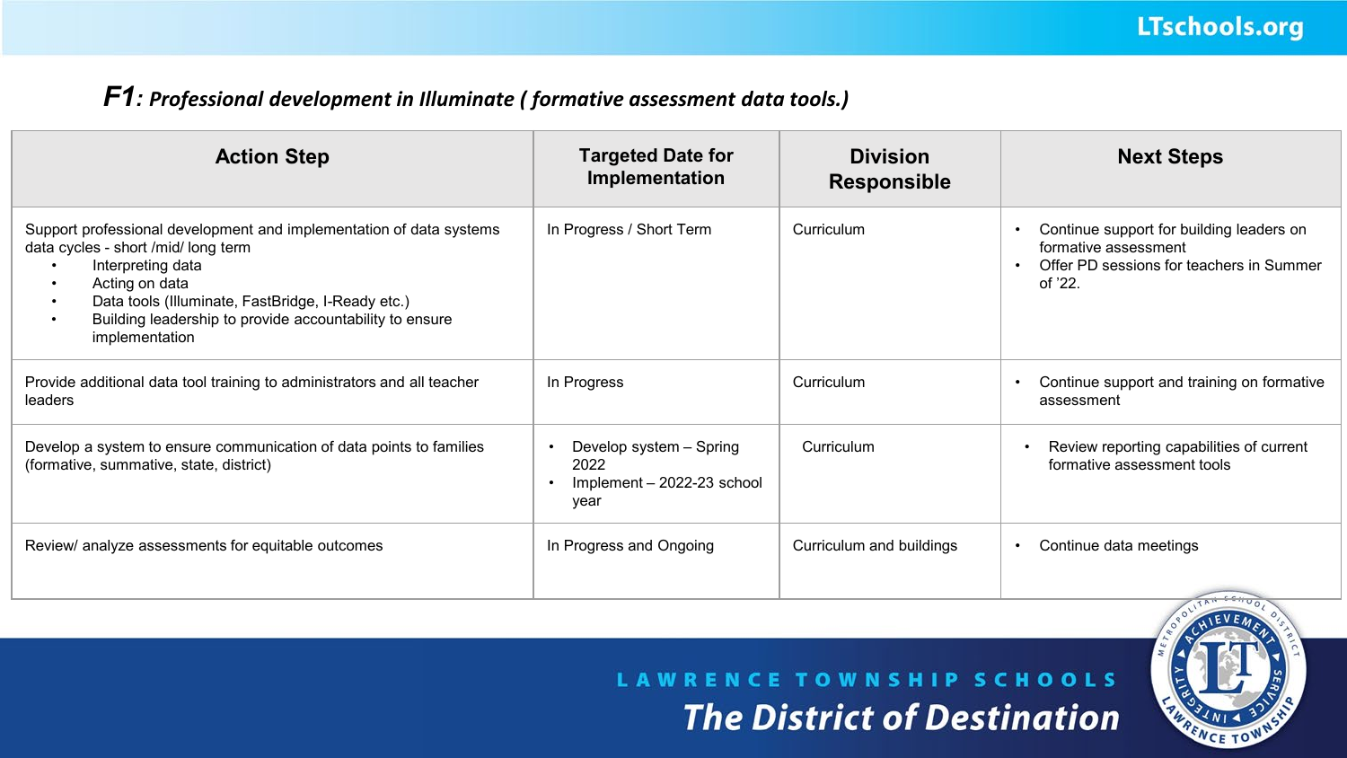## ***F1**: Professional development in Illuminate ( formative assessment data tools.)*

| Action Step | Targeted Date for Implementation | Division Responsible | Next Steps |
|---|---|---|---|
| Support professional development and implementation of data systems data cycles - short /mid/ long term<br>• Interpreting data<br>• Acting on data<br>• Data tools (Illuminate, FastBridge, I-Ready etc.)<br>• Building leadership to provide accountability to ensure implementation | In Progress / Short Term | Curriculum | • Continue support for building leaders on formative assessment<br>• Offer PD sessions for teachers in Summer of '22. |
| Provide additional data tool training to administrators and all teacher leaders | In Progress | Curriculum | • Continue support and training on formative assessment |
| Develop a system to ensure communication of data points to families (formative, summative, state, district) | • Develop system – Spring 2022<br>• Implement – 2022-23 school year | Curriculum | • Review reporting capabilities of current formative assessment tools |
| Review/ analyze assessments for equitable outcomes | In Progress and Ongoing | Curriculum and buildings | • Continue data meetings |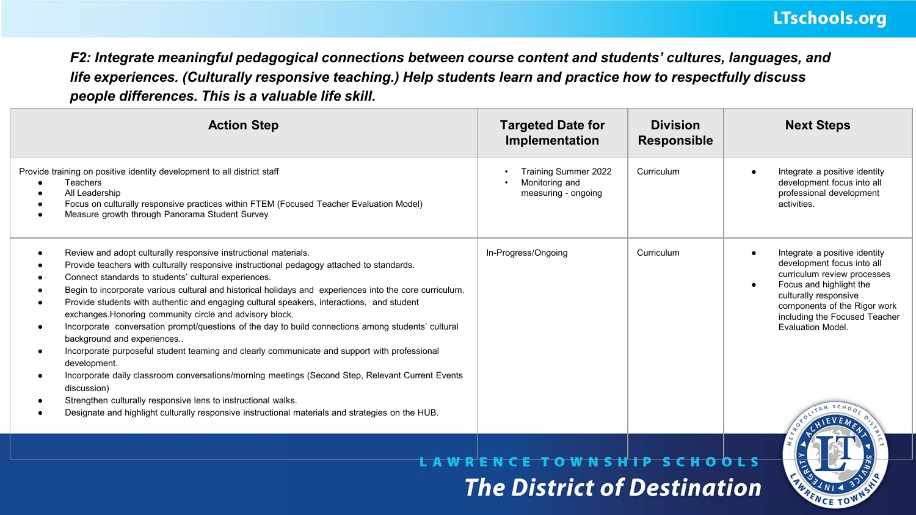***F2: Integrate meaningful pedagogical connections between course content and students' cultures, languages, and life experiences. (Culturally responsive teaching.) Help students learn and practice how to respectfully discuss people differences. This is a valuable life skill.***

| Action Step | Targeted Date for Implementation | Division Responsible | Next Steps |
|---|---|---|---|
| Provide training on positive identity development to all district staff<br>• Teachers<br>• All Leadership<br>• Focus on culturally responsive practices within FTEM (Focused Teacher Evaluation Model)<br>• Measure growth through Panorama Student Survey | • Training Summer 2022<br>• Monitoring and measuring - ongoing | Curriculum | • Integrate a positive identity development focus into all professional development activities. |
| • Review and adopt culturally responsive instructional materials.<br>• Provide teachers with culturally responsive instructional pedagogy attached to standards.<br>• Connect standards to students' cultural experiences.<br>• Begin to incorporate various cultural and historical holidays and experiences into the core curriculum.<br>• Provide students with authentic and engaging cultural speakers, interactions, and student exchanges.Honoring community circle and advisory block.<br>• Incorporate conversation prompt/questions of the day to build connections among students' cultural background and experiences..<br>• Incorporate purposeful student teaming and clearly communicate and support with professional development.<br>• Incorporate daily classroom conversations/morning meetings (Second Step, Relevant Current Events discussion)<br>• Strengthen culturally responsive lens to instructional walks.<br>• Designate and highlight culturally responsive instructional materials and strategies on the HUB. | In-Progress/Ongoing | Curriculum | • Integrate a positive identity development focus into all curriculum review processes<br>• Focus and highlight the culturally responsive components of the Rigor work including the Focused Teacher Evaluation Model. |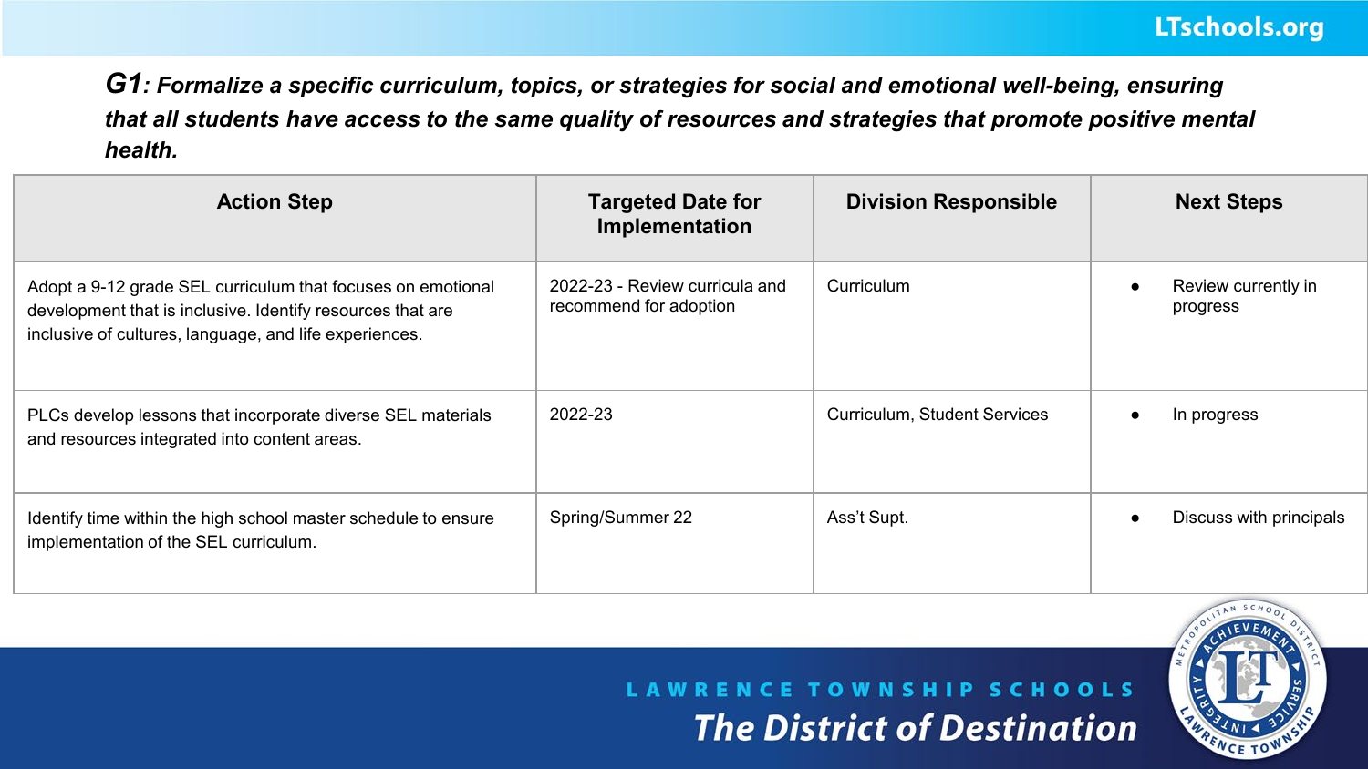**G1**: ***Formalize a specific curriculum, topics, or strategies for social and emotional well-being, ensuring that all students have access to the same quality of resources and strategies that promote positive mental health.***

| Action Step | Targeted Date for Implementation | Division Responsible | Next Steps |
|---|---|---|---|
| Adopt a 9-12 grade SEL curriculum that focuses on emotional development that is inclusive. Identify resources that are inclusive of cultures, language, and life experiences. | 2022-23 - Review curricula and recommend for adoption | Curriculum | • Review currently in progress |
| PLCs develop lessons that incorporate diverse SEL materials and resources integrated into content areas. | 2022-23 | Curriculum, Student Services | • In progress |
| Identify time within the high school master schedule to ensure implementation of the SEL curriculum. | Spring/Summer 22 | Ass't Supt. | • Discuss with principals |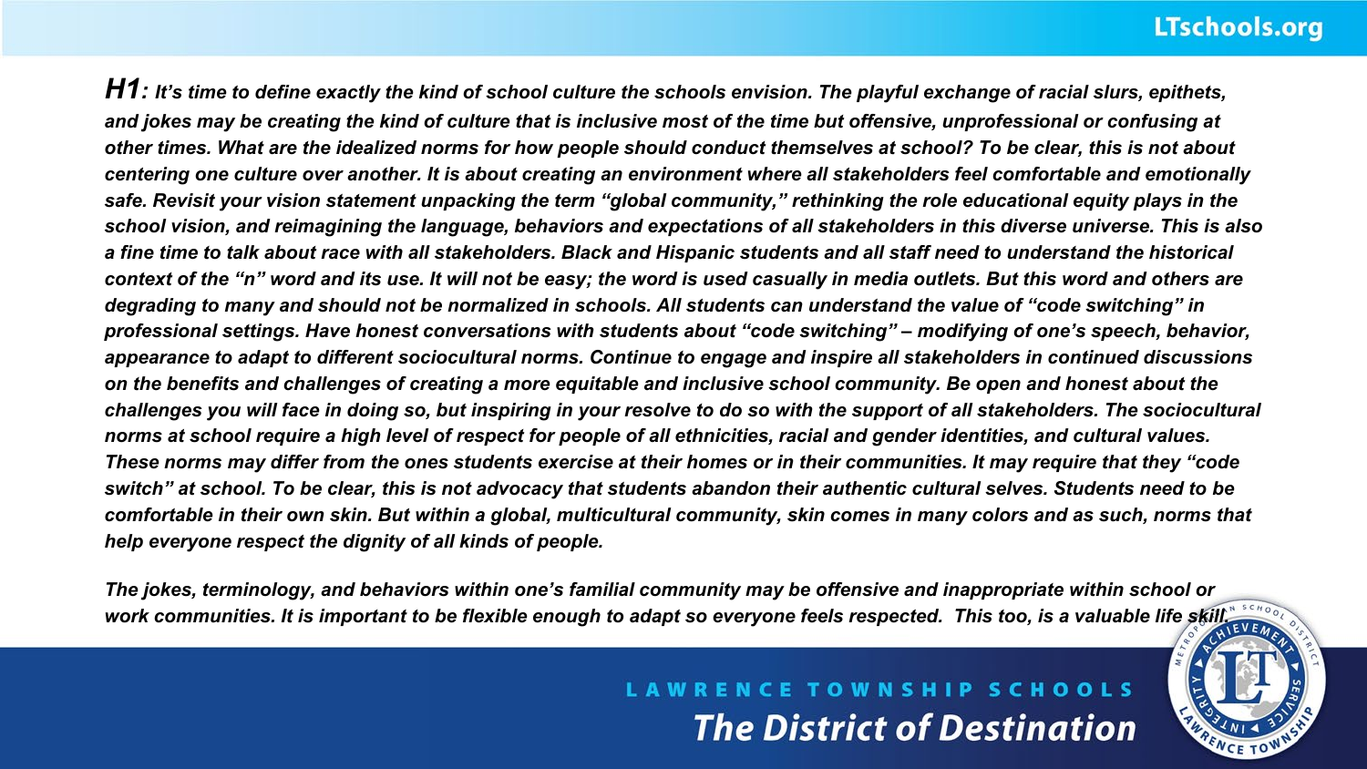***H1**: It's time to define exactly the kind of school culture the schools envision. The playful exchange of racial slurs, epithets, and jokes may be creating the kind of culture that is inclusive most of the time but offensive, unprofessional or confusing at other times. What are the idealized norms for how people should conduct themselves at school? To be clear, this is not about centering one culture over another. It is about creating an environment where all stakeholders feel comfortable and emotionally safe. Revisit your vision statement unpacking the term "global community," rethinking the role educational equity plays in the school vision, and reimagining the language, behaviors and expectations of all stakeholders in this diverse universe. This is also a fine time to talk about race with all stakeholders. Black and Hispanic students and all staff need to understand the historical context of the "n" word and its use. It will not be easy; the word is used casually in media outlets. But this word and others are degrading to many and should not be normalized in schools. All students can understand the value of "code switching" in professional settings. Have honest conversations with students about "code switching" – modifying of one's speech, behavior, appearance to adapt to different sociocultural norms. Continue to engage and inspire all stakeholders in continued discussions on the benefits and challenges of creating a more equitable and inclusive school community. Be open and honest about the challenges you will face in doing so, but inspiring in your resolve to do so with the support of all stakeholders. The sociocultural norms at school require a high level of respect for people of all ethnicities, racial and gender identities, and cultural values. These norms may differ from the ones students exercise at their homes or in their communities. It may require that they "code switch" at school. To be clear, this is not advocacy that students abandon their authentic cultural selves. Students need to be comfortable in their own skin. But within a global, multicultural community, skin comes in many colors and as such, norms that help everyone respect the dignity of all kinds of people.*

*The jokes, terminology, and behaviors within one's familial community may be offensive and inappropriate within school or work communities. It is important to be flexible enough to adapt so everyone feels respected. This too, is a valuable life skill.*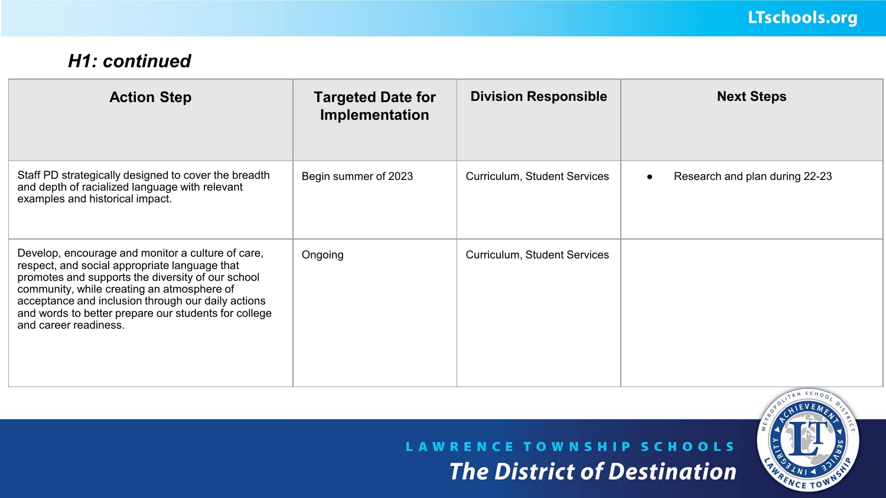*H1: continued*

| Action Step | Targeted Date for Implementation | Division Responsible | Next Steps |
|---|---|---|---|
| Staff PD strategically designed to cover the breadth and depth of racialized language with relevant examples and historical impact. | Begin summer of 2023 | Curriculum, Student Services | • Research and plan during 22-23 |
| Develop, encourage and monitor a culture of care, respect, and social appropriate language that promotes and supports the diversity of our school community, while creating an atmosphere of acceptance and inclusion through our daily actions and words to better prepare our students for college and career readiness. | Ongoing | Curriculum, Student Services | |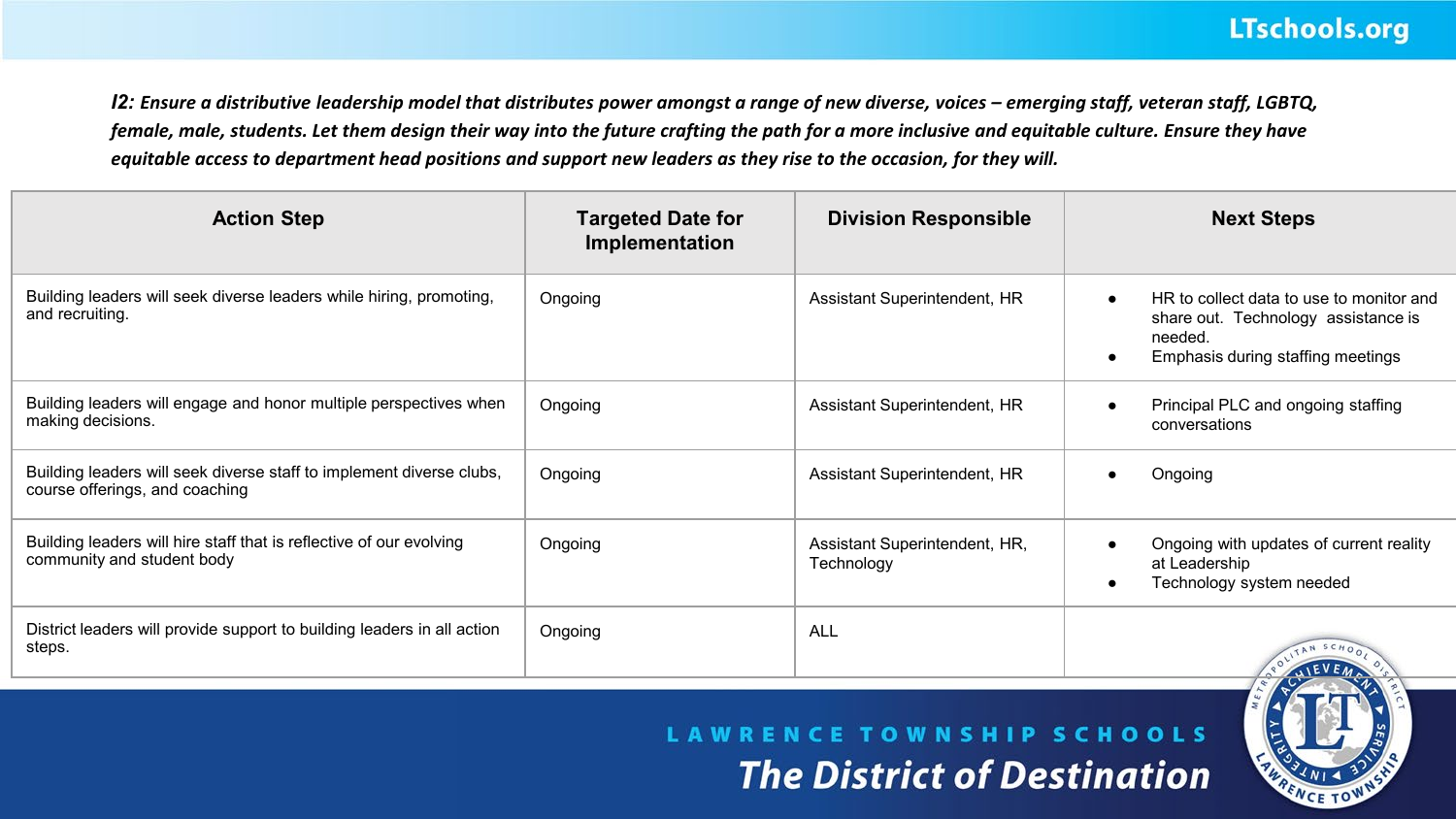***I2:** Ensure a distributive leadership model that distributes power amongst a range of new diverse, voices – emerging staff, veteran staff, LGBTQ, female, male, students. Let them design their way into the future crafting the path for a more inclusive and equitable culture. Ensure they have equitable access to department head positions and support new leaders as they rise to the occasion, for they will.*

| Action Step | Targeted Date for Implementation | Division Responsible | Next Steps |
|---|---|---|---|
| Building leaders will seek diverse leaders while hiring, promoting, and recruiting. | Ongoing | Assistant Superintendent, HR | • HR to collect data to use to monitor and share out. Technology assistance is needed.<br>• Emphasis during staffing meetings |
| Building leaders will engage and honor multiple perspectives when making decisions. | Ongoing | Assistant Superintendent, HR | • Principal PLC and ongoing staffing conversations |
| Building leaders will seek diverse staff to implement diverse clubs, course offerings, and coaching | Ongoing | Assistant Superintendent, HR | • Ongoing |
| Building leaders will hire staff that is reflective of our evolving community and student body | Ongoing | Assistant Superintendent, HR, Technology | • Ongoing with updates of current reality at Leadership<br>• Technology system needed |
| District leaders will provide support to building leaders in all action steps. | Ongoing | ALL | |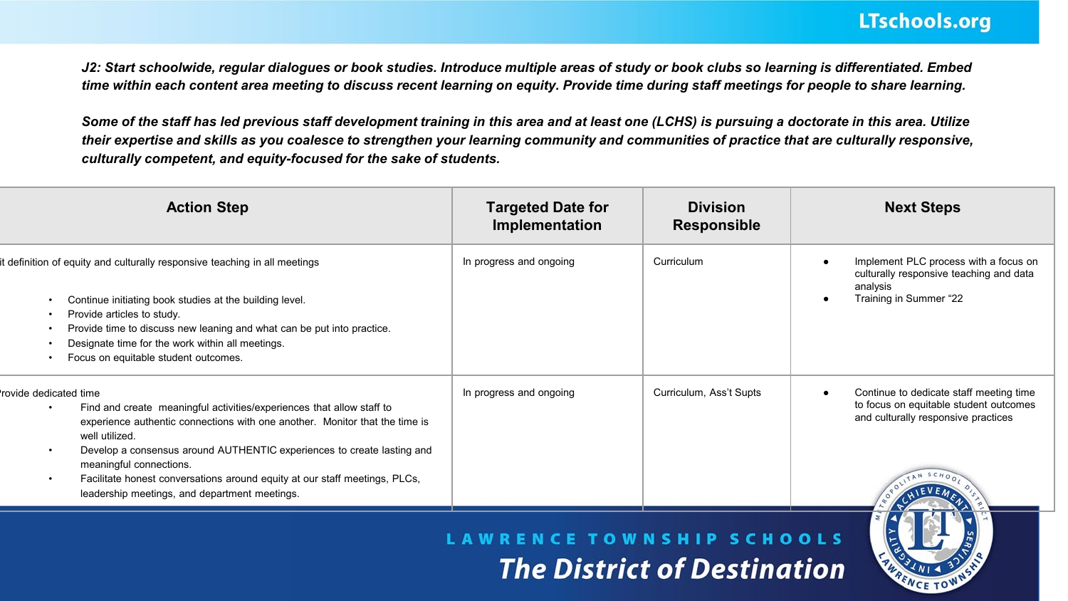*J2: Start schoolwide, regular dialogues or book studies. Introduce multiple areas of study or book clubs so learning is differentiated. Embed time within each content area meeting to discuss recent learning on equity. Provide time during staff meetings for people to share learning.*

*Some of the staff has led previous staff development training in this area and at least one (LCHS) is pursuing a doctorate in this area. Utilize their expertise and skills as you coalesce to strengthen your learning community and communities of practice that are culturally responsive, culturally competent, and equity-focused for the sake of students.*

| Action Step | Targeted Date for Implementation | Division Responsible | Next Steps |
|---|---|---|---|
| it definition of equity and culturally responsive teaching in all meetings<br>• Continue initiating book studies at the building level.<br>• Provide articles to study.<br>• Provide time to discuss new leaning and what can be put into practice.<br>• Designate time for the work within all meetings.<br>• Focus on equitable student outcomes. | In progress and ongoing | Curriculum | • Implement PLC process with a focus on culturally responsive teaching and data analysis<br>• Training in Summer "22 |
| rovide dedicated time<br>• Find and create meaningful activities/experiences that allow staff to experience authentic connections with one another. Monitor that the time is well utilized.<br>• Develop a consensus around AUTHENTIC experiences to create lasting and meaningful connections.<br>• Facilitate honest conversations around equity at our staff meetings, PLCs, leadership meetings, and department meetings. | In progress and ongoing | Curriculum, Ass't Supts | • Continue to dedicate staff meeting time to focus on equitable student outcomes and culturally responsive practices |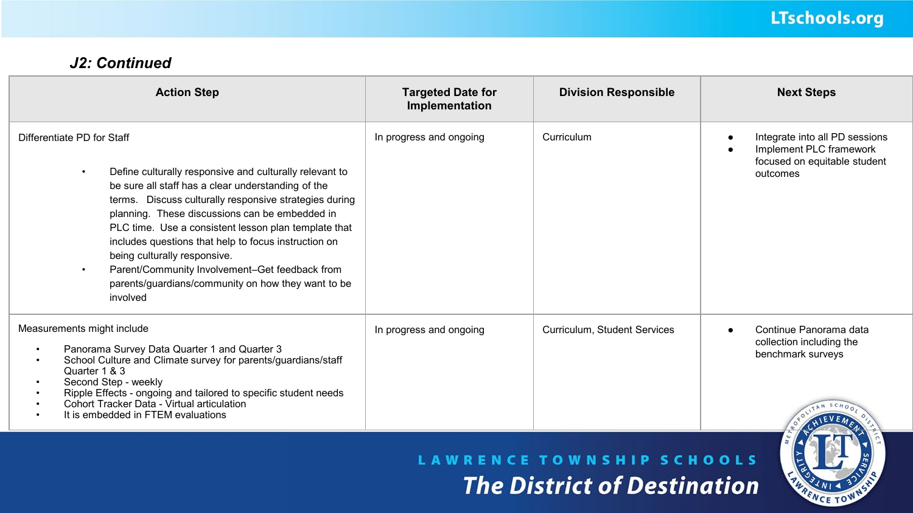### *J2: Continued*

| Action Step | Targeted Date for Implementation | Division Responsible | Next Steps |
|---|---|---|---|
| Differentiate PD for Staff<br><br>• Define culturally responsive and culturally relevant to be sure all staff has a clear understanding of the terms. Discuss culturally responsive strategies during planning. These discussions can be embedded in PLC time. Use a consistent lesson plan template that includes questions that help to focus instruction on being culturally responsive.<br>• Parent/Community Involvement–Get feedback from parents/guardians/community on how they want to be involved | In progress and ongoing | Curriculum | • Integrate into all PD sessions<br>• Implement PLC framework focused on equitable student outcomes |
| Measurements might include<br><br>• Panorama Survey Data Quarter 1 and Quarter 3<br>• School Culture and Climate survey for parents/guardians/staff Quarter 1 & 3<br>• Second Step - weekly<br>• Ripple Effects - ongoing and tailored to specific student needs<br>• Cohort Tracker Data - Virtual articulation<br>• It is embedded in FTEM evaluations | In progress and ongoing | Curriculum, Student Services | • Continue Panorama data collection including the benchmark surveys |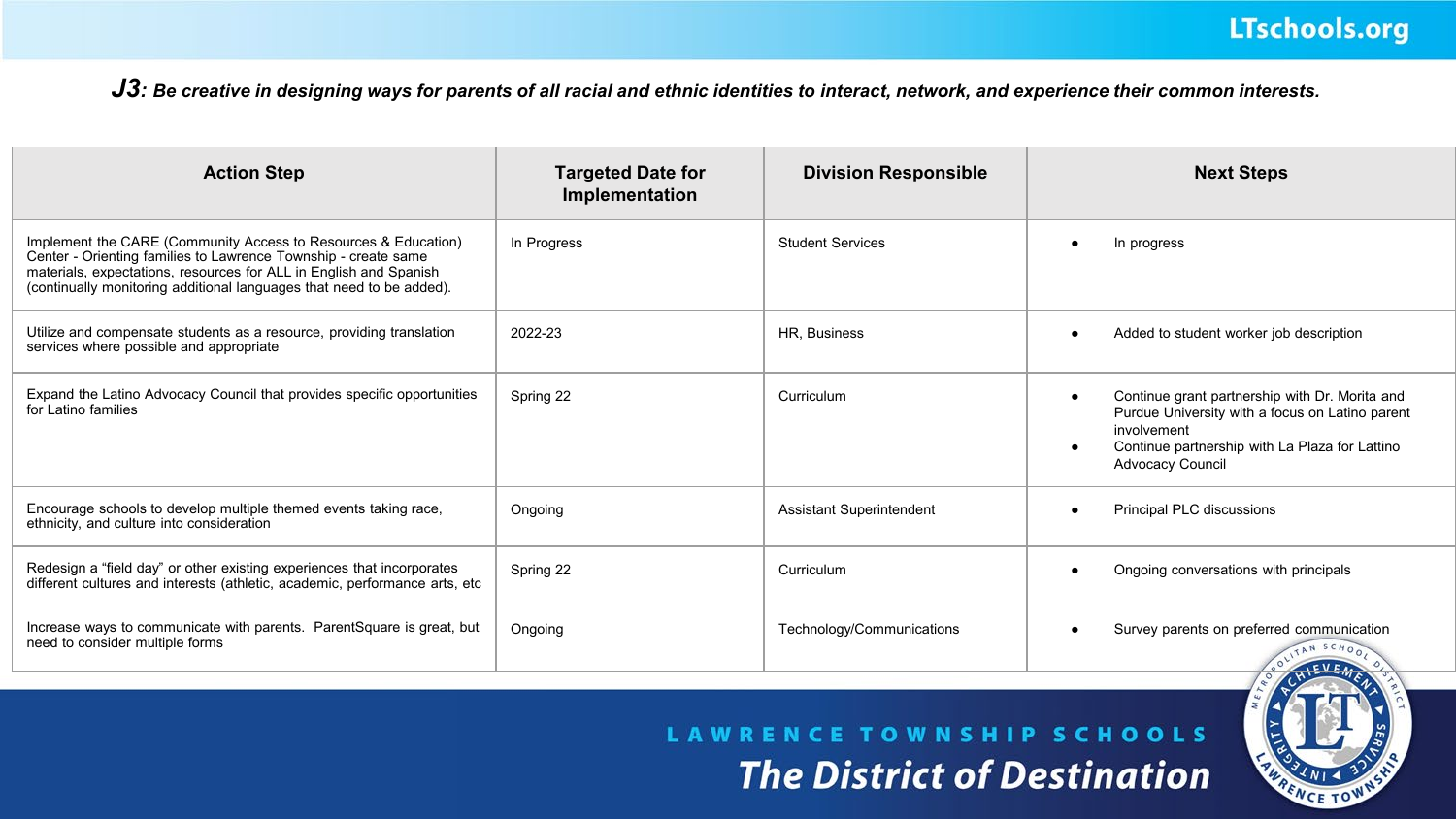**J3: Be creative in designing ways for parents of all racial and ethnic identities to interact, network, and experience their common interests.**

| Action Step | Targeted Date for Implementation | Division Responsible | Next Steps |
| --- | --- | --- | --- |
| Implement the CARE (Community Access to Resources & Education) Center - Orienting families to Lawrence Township - create same materials, expectations, resources for ALL in English and Spanish (continually monitoring additional languages that need to be added). | In Progress | Student Services | • In progress |
| Utilize and compensate students as a resource, providing translation services where possible and appropriate | 2022-23 | HR, Business | • Added to student worker job description |
| Expand the Latino Advocacy Council that provides specific opportunities for Latino families | Spring 22 | Curriculum | • Continue grant partnership with Dr. Morita and Purdue University with a focus on Latino parent involvement<br>• Continue partnership with La Plaza for Lattino Advocacy Council |
| Encourage schools to develop multiple themed events taking race, ethnicity, and culture into consideration | Ongoing | Assistant Superintendent | • Principal PLC discussions |
| Redesign a “field day” or other existing experiences that incorporates different cultures and interests (athletic, academic, performance arts, etc | Spring 22 | Curriculum | • Ongoing conversations with principals |
| Increase ways to communicate with parents. ParentSquare is great, but need to consider multiple forms | Ongoing | Technology/Communications | • Survey parents on preferred communication |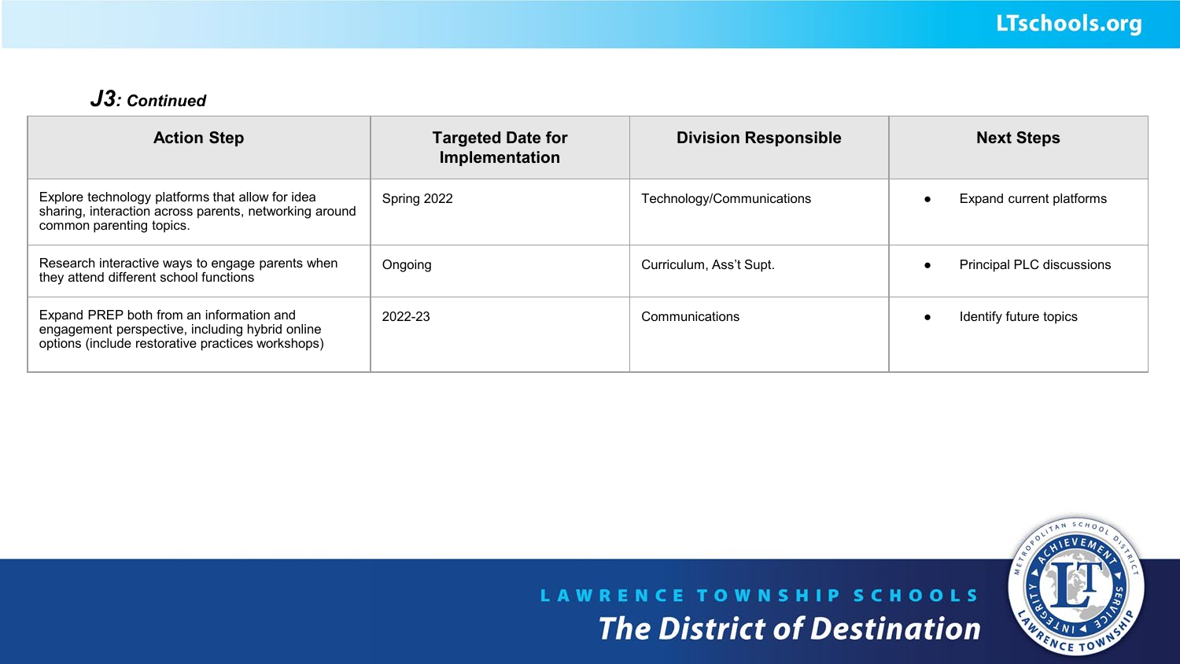### *J3: Continued*

| Action Step | Targeted Date for Implementation | Division Responsible | Next Steps |
|---|---|---|---|
| Explore technology platforms that allow for idea sharing, interaction across parents, networking around common parenting topics. | Spring 2022 | Technology/Communications | • Expand current platforms |
| Research interactive ways to engage parents when they attend different school functions | Ongoing | Curriculum, Ass't Supt. | • Principal PLC discussions |
| Expand PREP both from an information and engagement perspective, including hybrid online options (include restorative practices workshops) | 2022-23 | Communications | • Identify future topics |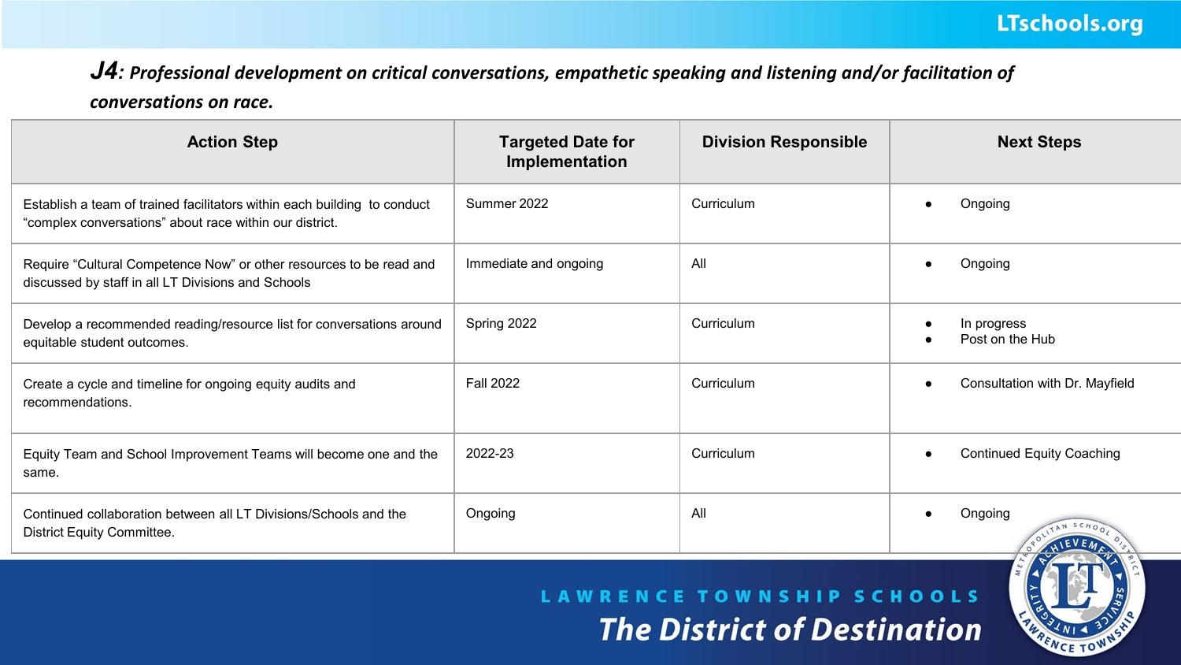***J4**: Professional development on critical conversations, empathetic speaking and listening and/or facilitation of conversations on race.*

| Action Step | Targeted Date for Implementation | Division Responsible | Next Steps |
|---|---|---|---|
| Establish a team of trained facilitators within each building to conduct "complex conversations" about race within our district. | Summer 2022 | Curriculum | • Ongoing |
| Require "Cultural Competence Now" or other resources to be read and discussed by staff in all LT Divisions and Schools | Immediate and ongoing | All | • Ongoing |
| Develop a recommended reading/resource list for conversations around equitable student outcomes. | Spring 2022 | Curriculum | • In progress<br>• Post on the Hub |
| Create a cycle and timeline for ongoing equity audits and recommendations. | Fall 2022 | Curriculum | • Consultation with Dr. Mayfield |
| Equity Team and School Improvement Teams will become one and the same. | 2022-23 | Curriculum | • Continued Equity Coaching |
| Continued collaboration between all LT Divisions/Schools and the District Equity Committee. | Ongoing | All | • Ongoing |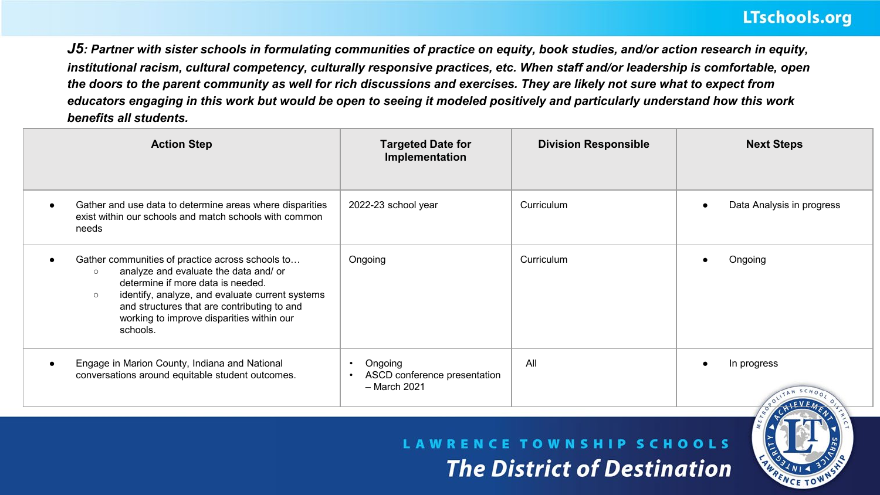***J5**: Partner with sister schools in formulating communities of practice on equity, book studies, and/or action research in equity, institutional racism, cultural competency, culturally responsive practices, etc. When staff and/or leadership is comfortable, open the doors to the parent community as well for rich discussions and exercises. They are likely not sure what to expect from educators engaging in this work but would be open to seeing it modeled positively and particularly understand how this work benefits all students.*

| Action Step | Targeted Date for Implementation | Division Responsible | Next Steps |
|---|---|---|---|
| • Gather and use data to determine areas where disparities exist within our schools and match schools with common needs | 2022-23 school year | Curriculum | • Data Analysis in progress |
| • Gather communities of practice across schools to… <br> ○ analyze and evaluate the data and/ or determine if more data is needed. <br> ○ identify, analyze, and evaluate current systems and structures that are contributing to and working to improve disparities within our schools. | Ongoing | Curriculum | • Ongoing |
| • Engage in Marion County, Indiana and National conversations around equitable student outcomes. | • Ongoing <br> • ASCD conference presentation – March 2021 | All | • In progress |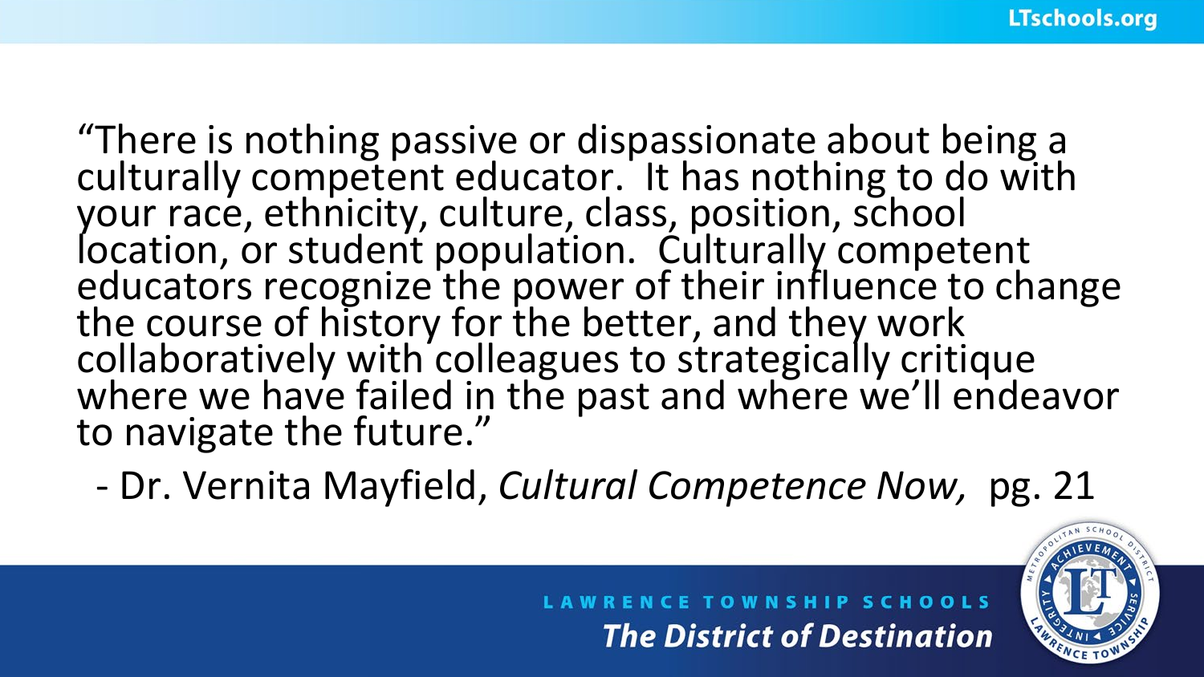"There is nothing passive or dispassionate about being a culturally competent educator. It has nothing to do with your race, ethnicity, culture, class, position, school location, or student population. Culturally competent educators recognize the power of their influence to change the course of history for the better, and they work collaboratively with colleagues to strategically critique where we have failed in the past and where we'll endeavor to navigate the future."

\- Dr. Vernita Mayfield, *Cultural Competence Now,* pg. 21